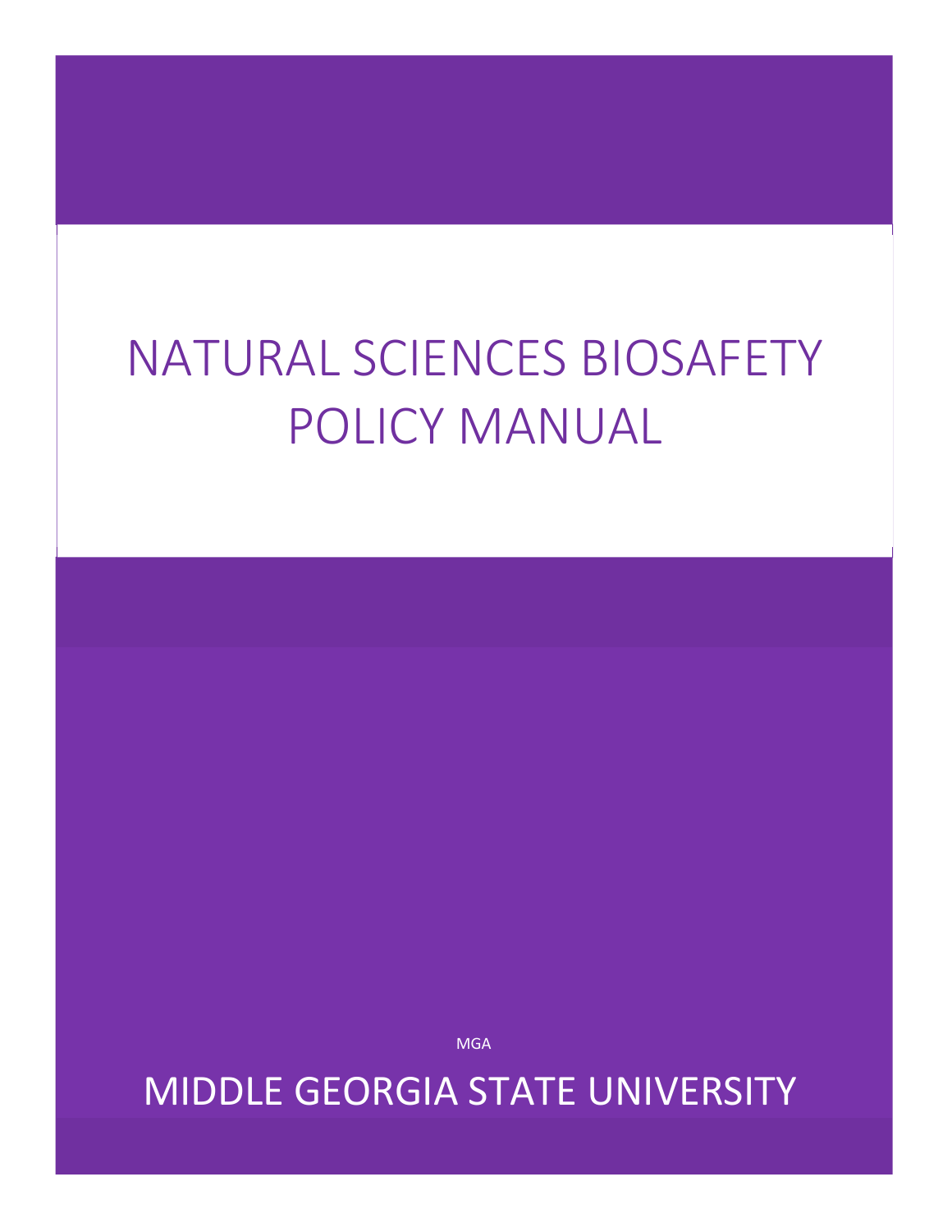# NATURAL SCIENCES BIOSAFETY POLICY MANUAL

MGA

MIDDLE GEORGIA STATE UNIVERSITY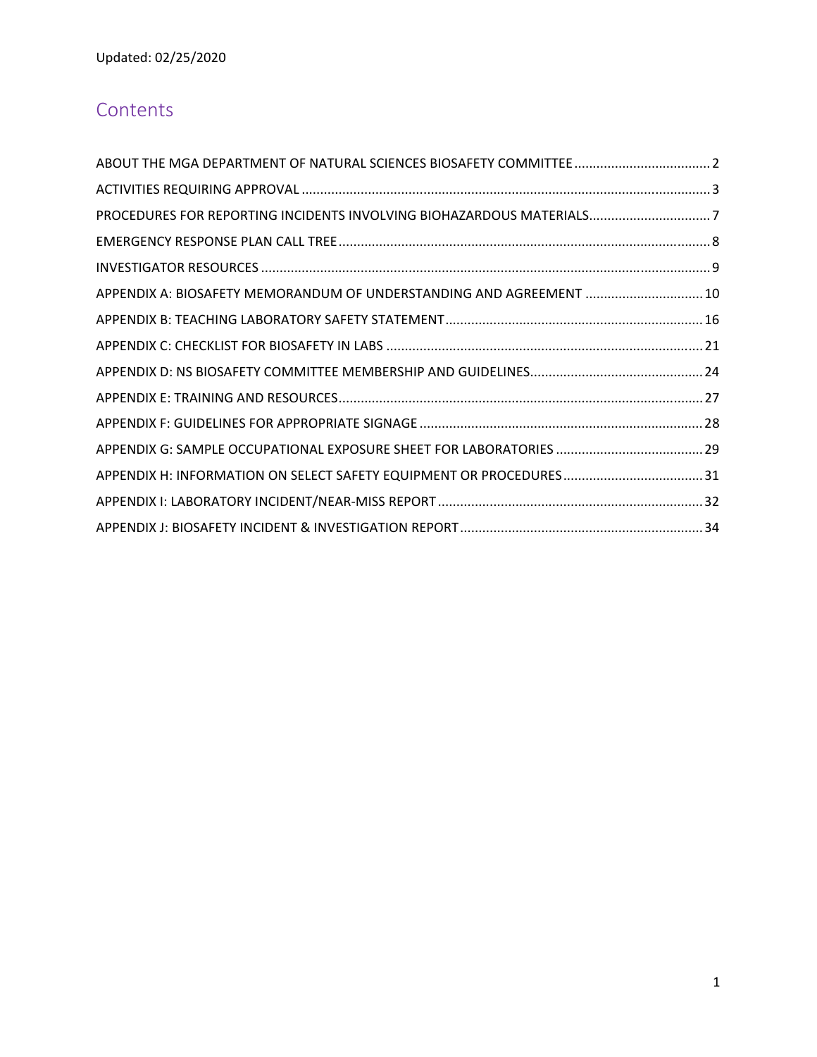Updated: 02/25/2020

## Contents

ABOUT THE MGA DEPARTMENT OF NATURAL SCIENCES BIOSAFETY COMMITTEE ..... 2
ACTIVITIES REQUIRING APPROVAL ..... 3
PROCEDURES FOR REPORTING INCIDENTS INVOLVING BIOHAZARDOUS MATERIALS ..... 7
EMERGENCY RESPONSE PLAN CALL TREE ..... 8
INVESTIGATOR RESOURCES ..... 9
APPENDIX A: BIOSAFETY MEMORANDUM OF UNDERSTANDING AND AGREEMENT ..... 10
APPENDIX B: TEACHING LABORATORY SAFETY STATEMENT ..... 16
APPENDIX C: CHECKLIST FOR BIOSAFETY IN LABS ..... 21
APPENDIX D: NS BIOSAFETY COMMITTEE MEMBERSHIP AND GUIDELINES ..... 24
APPENDIX E: TRAINING AND RESOURCES ..... 27
APPENDIX F: GUIDELINES FOR APPROPRIATE SIGNAGE ..... 28
APPENDIX G: SAMPLE OCCUPATIONAL EXPOSURE SHEET FOR LABORATORIES ..... 29
APPENDIX H: INFORMATION ON SELECT SAFETY EQUIPMENT OR PROCEDURES ..... 31
APPENDIX I: LABORATORY INCIDENT/NEAR-MISS REPORT ..... 32
APPENDIX J: BIOSAFETY INCIDENT & INVESTIGATION REPORT ..... 34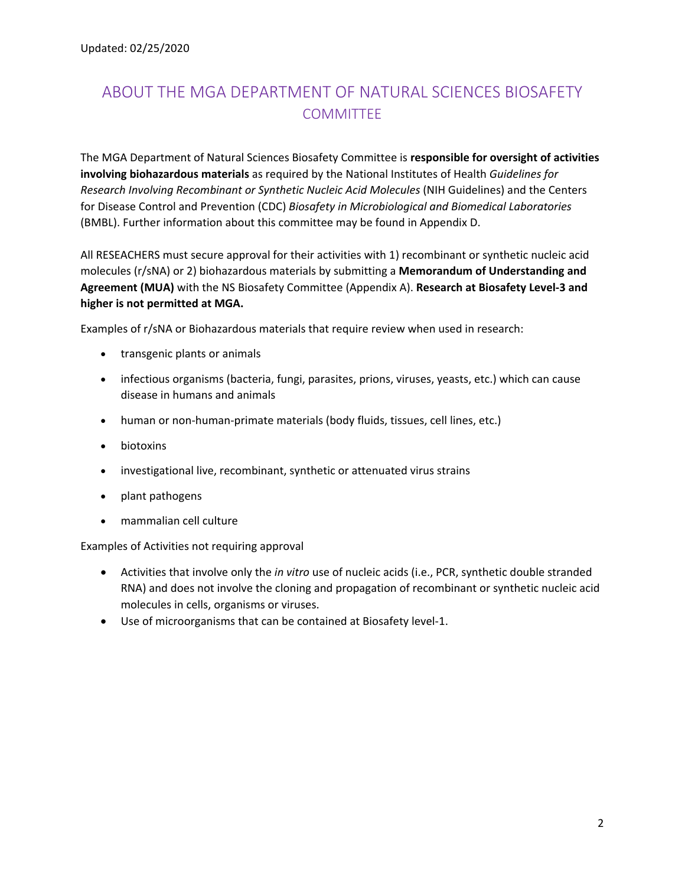Updated: 02/25/2020

# ABOUT THE MGA DEPARTMENT OF NATURAL SCIENCES BIOSAFETY COMMITTEE

The MGA Department of Natural Sciences Biosafety Committee is **responsible for oversight of activities involving biohazardous materials** as required by the National Institutes of Health *Guidelines for Research Involving Recombinant or Synthetic Nucleic Acid Molecules* (NIH Guidelines) and the Centers for Disease Control and Prevention (CDC) *Biosafety in Microbiological and Biomedical Laboratories* (BMBL). Further information about this committee may be found in Appendix D.

All RESEACHERS must secure approval for their activities with 1) recombinant or synthetic nucleic acid molecules (r/sNA) or 2) biohazardous materials by submitting a **Memorandum of Understanding and Agreement (MUA)** with the NS Biosafety Committee (Appendix A). **Research at Biosafety Level-3 and higher is not permitted at MGA.**

Examples of r/sNA or Biohazardous materials that require review when used in research:

- transgenic plants or animals
- infectious organisms (bacteria, fungi, parasites, prions, viruses, yeasts, etc.) which can cause disease in humans and animals
- human or non-human-primate materials (body fluids, tissues, cell lines, etc.)
- biotoxins
- investigational live, recombinant, synthetic or attenuated virus strains
- plant pathogens
- mammalian cell culture

Examples of Activities not requiring approval

- Activities that involve only the *in vitro* use of nucleic acids (i.e., PCR, synthetic double stranded RNA) and does not involve the cloning and propagation of recombinant or synthetic nucleic acid molecules in cells, organisms or viruses.
- Use of microorganisms that can be contained at Biosafety level-1.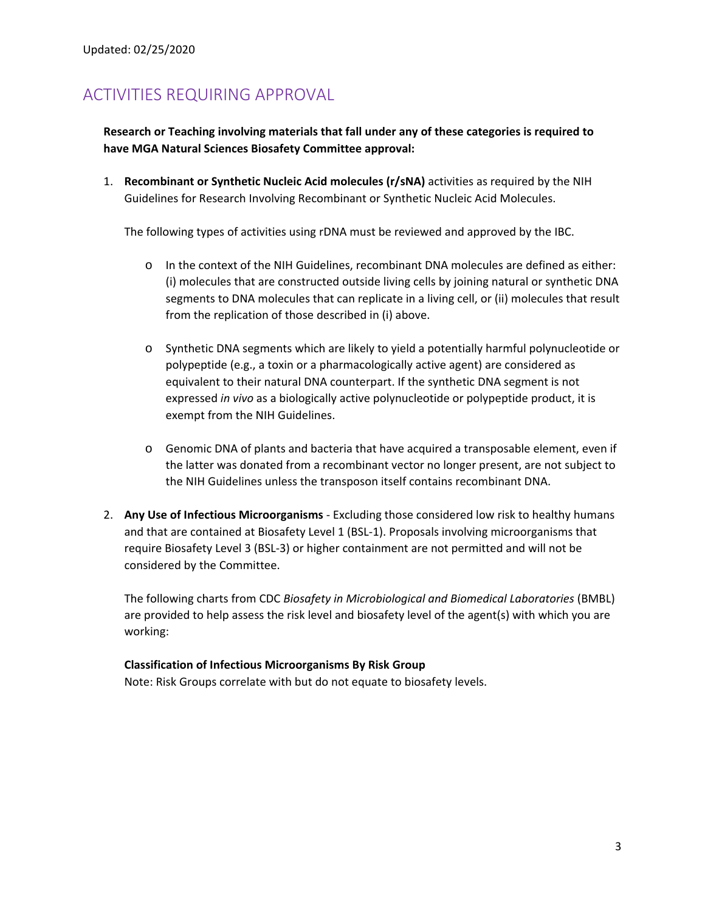Updated: 02/25/2020

# ACTIVITIES REQUIRING APPROVAL

**Research or Teaching involving materials that fall under any of these categories is required to have MGA Natural Sciences Biosafety Committee approval:**

1. **Recombinant or Synthetic Nucleic Acid molecules (r/sNA)** activities as required by the NIH Guidelines for Research Involving Recombinant or Synthetic Nucleic Acid Molecules.

   The following types of activities using rDNA must be reviewed and approved by the IBC.

   - In the context of the NIH Guidelines, recombinant DNA molecules are defined as either: (i) molecules that are constructed outside living cells by joining natural or synthetic DNA segments to DNA molecules that can replicate in a living cell, or (ii) molecules that result from the replication of those described in (i) above.

   - Synthetic DNA segments which are likely to yield a potentially harmful polynucleotide or polypeptide (e.g., a toxin or a pharmacologically active agent) are considered as equivalent to their natural DNA counterpart. If the synthetic DNA segment is not expressed *in vivo* as a biologically active polynucleotide or polypeptide product, it is exempt from the NIH Guidelines.

   - Genomic DNA of plants and bacteria that have acquired a transposable element, even if the latter was donated from a recombinant vector no longer present, are not subject to the NIH Guidelines unless the transposon itself contains recombinant DNA.

2. **Any Use of Infectious Microorganisms** - Excluding those considered low risk to healthy humans and that are contained at Biosafety Level 1 (BSL-1). Proposals involving microorganisms that require Biosafety Level 3 (BSL-3) or higher containment are not permitted and will not be considered by the Committee.

   The following charts from CDC *Biosafety in Microbiological and Biomedical Laboratories* (BMBL) are provided to help assess the risk level and biosafety level of the agent(s) with which you are working:

   **Classification of Infectious Microorganisms By Risk Group**
   Note: Risk Groups correlate with but do not equate to biosafety levels.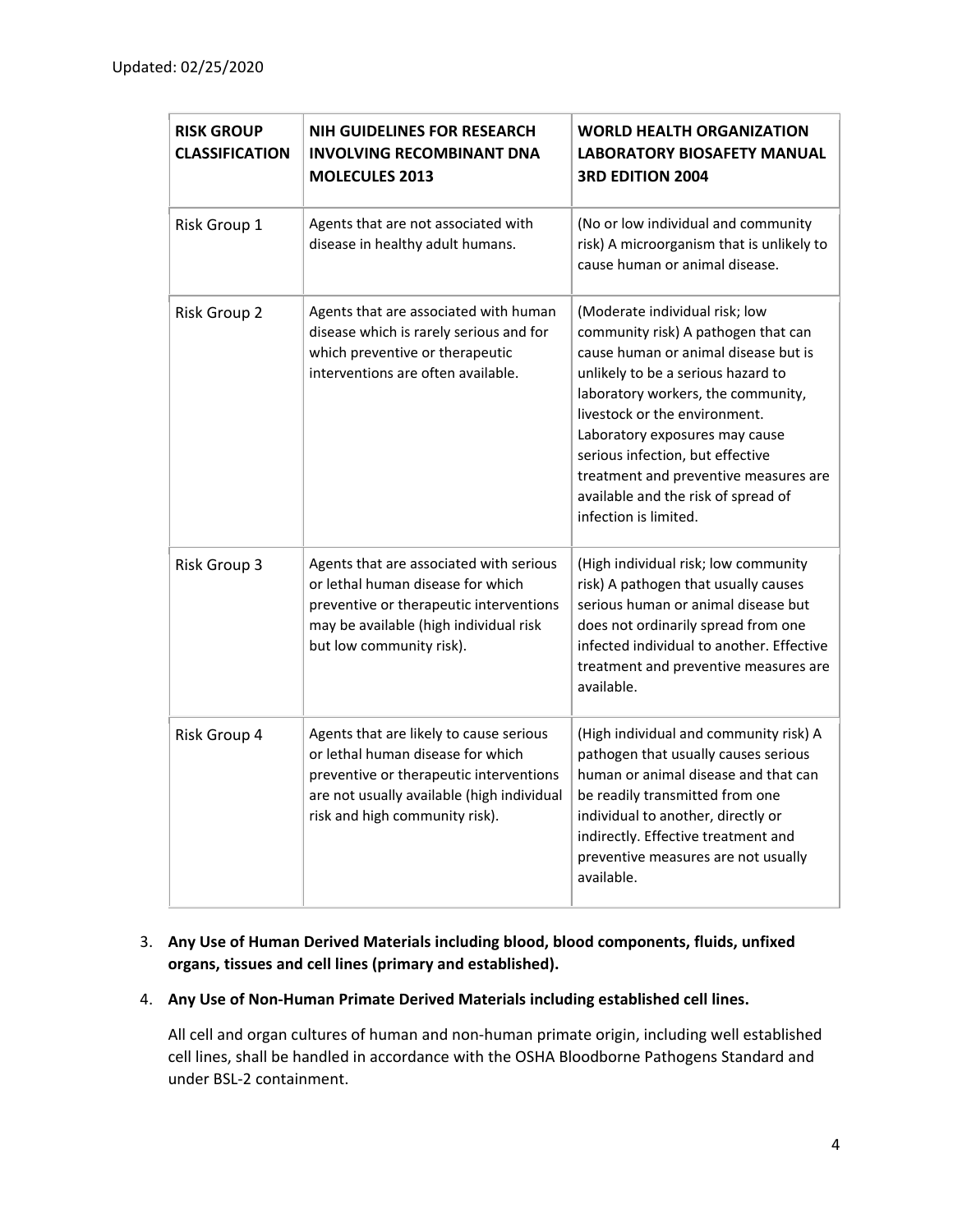Updated: 02/25/2020

| RISK GROUP CLASSIFICATION | NIH GUIDELINES FOR RESEARCH INVOLVING RECOMBINANT DNA MOLECULES 2013 | WORLD HEALTH ORGANIZATION LABORATORY BIOSAFETY MANUAL 3RD EDITION 2004 |
|---|---|---|
| Risk Group 1 | Agents that are not associated with disease in healthy adult humans. | (No or low individual and community risk) A microorganism that is unlikely to cause human or animal disease. |
| Risk Group 2 | Agents that are associated with human disease which is rarely serious and for which preventive or therapeutic interventions are often available. | (Moderate individual risk; low community risk) A pathogen that can cause human or animal disease but is unlikely to be a serious hazard to laboratory workers, the community, livestock or the environment. Laboratory exposures may cause serious infection, but effective treatment and preventive measures are available and the risk of spread of infection is limited. |
| Risk Group 3 | Agents that are associated with serious or lethal human disease for which preventive or therapeutic interventions may be available (high individual risk but low community risk). | (High individual risk; low community risk) A pathogen that usually causes serious human or animal disease but does not ordinarily spread from one infected individual to another. Effective treatment and preventive measures are available. |
| Risk Group 4 | Agents that are likely to cause serious or lethal human disease for which preventive or therapeutic interventions are not usually available (high individual risk and high community risk). | (High individual and community risk) A pathogen that usually causes serious human or animal disease and that can be readily transmitted from one individual to another, directly or indirectly. Effective treatment and preventive measures are not usually available. |

3. **Any Use of Human Derived Materials including blood, blood components, fluids, unfixed organs, tissues and cell lines (primary and established).**

4. **Any Use of Non-Human Primate Derived Materials including established cell lines.**

   All cell and organ cultures of human and non-human primate origin, including well established cell lines, shall be handled in accordance with the OSHA Bloodborne Pathogens Standard and under BSL-2 containment.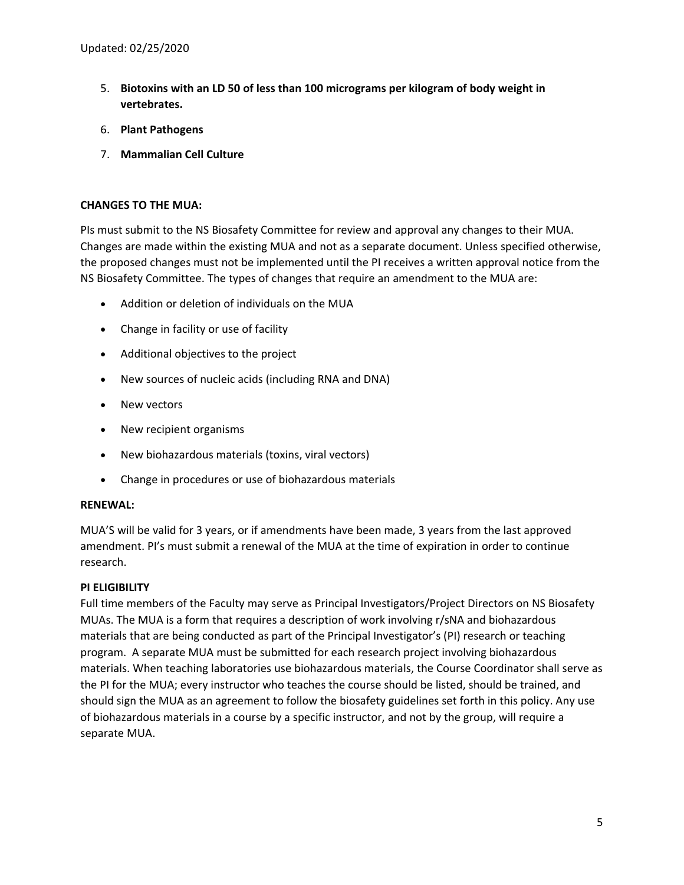5. **Biotoxins with an LD 50 of less than 100 micrograms per kilogram of body weight in vertebrates.**
6. **Plant Pathogens**
7. **Mammalian Cell Culture**

**CHANGES TO THE MUA:**

PIs must submit to the NS Biosafety Committee for review and approval any changes to their MUA. Changes are made within the existing MUA and not as a separate document. Unless specified otherwise, the proposed changes must not be implemented until the PI receives a written approval notice from the NS Biosafety Committee. The types of changes that require an amendment to the MUA are:

- Addition or deletion of individuals on the MUA
- Change in facility or use of facility
- Additional objectives to the project
- New sources of nucleic acids (including RNA and DNA)
- New vectors
- New recipient organisms
- New biohazardous materials (toxins, viral vectors)
- Change in procedures or use of biohazardous materials

**RENEWAL:**

MUA'S will be valid for 3 years, or if amendments have been made, 3 years from the last approved amendment. PI's must submit a renewal of the MUA at the time of expiration in order to continue research.

**PI ELIGIBILITY**

Full time members of the Faculty may serve as Principal Investigators/Project Directors on NS Biosafety MUAs. The MUA is a form that requires a description of work involving r/sNA and biohazardous materials that are being conducted as part of the Principal Investigator's (PI) research or teaching program. A separate MUA must be submitted for each research project involving biohazardous materials. When teaching laboratories use biohazardous materials, the Course Coordinator shall serve as the PI for the MUA; every instructor who teaches the course should be listed, should be trained, and should sign the MUA as an agreement to follow the biosafety guidelines set forth in this policy. Any use of biohazardous materials in a course by a specific instructor, and not by the group, will require a separate MUA.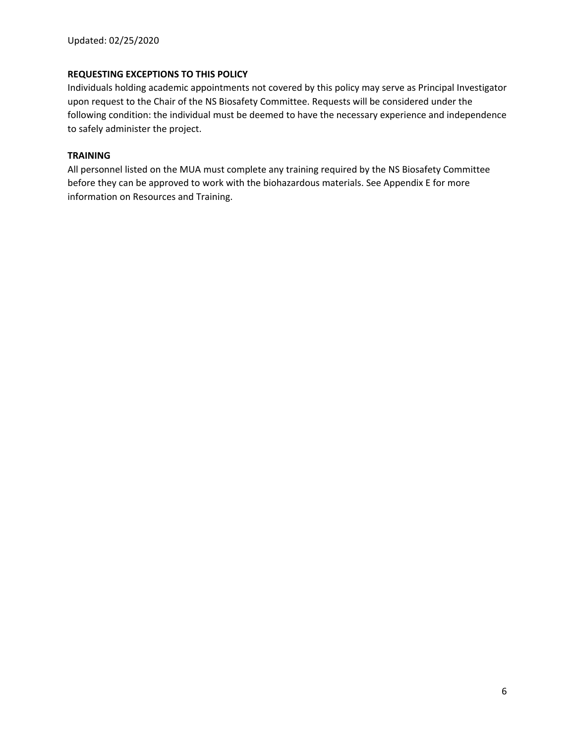**REQUESTING EXCEPTIONS TO THIS POLICY**

Individuals holding academic appointments not covered by this policy may serve as Principal Investigator upon request to the Chair of the NS Biosafety Committee. Requests will be considered under the following condition: the individual must be deemed to have the necessary experience and independence to safely administer the project.

**TRAINING**

All personnel listed on the MUA must complete any training required by the NS Biosafety Committee before they can be approved to work with the biohazardous materials. See Appendix E for more information on Resources and Training.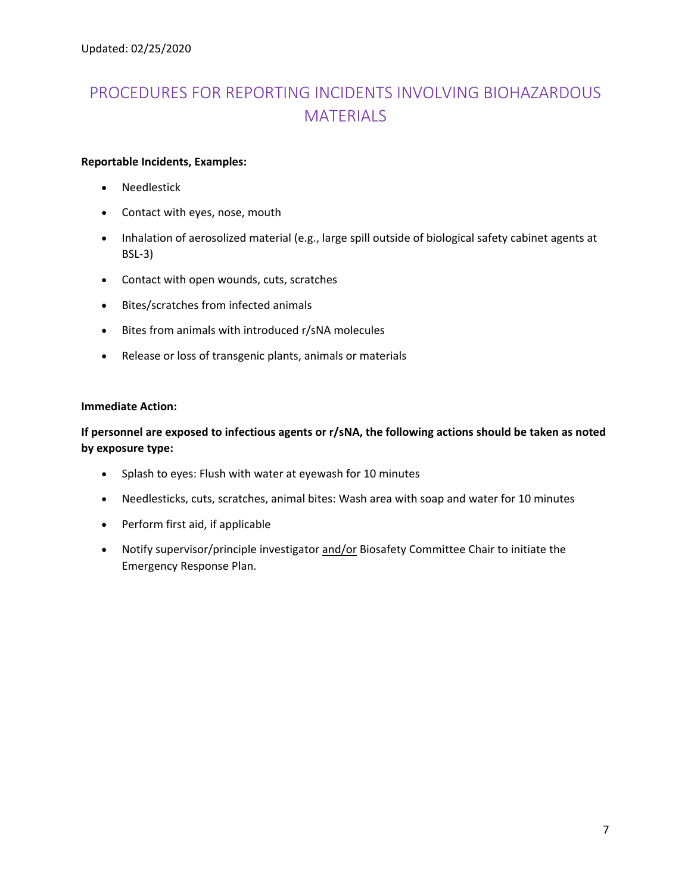Updated: 02/25/2020

# PROCEDURES FOR REPORTING INCIDENTS INVOLVING BIOHAZARDOUS MATERIALS

**Reportable Incidents, Examples:**

- Needlestick
- Contact with eyes, nose, mouth
- Inhalation of aerosolized material (e.g., large spill outside of biological safety cabinet agents at BSL-3)
- Contact with open wounds, cuts, scratches
- Bites/scratches from infected animals
- Bites from animals with introduced r/sNA molecules
- Release or loss of transgenic plants, animals or materials

**Immediate Action:**

**If personnel are exposed to infectious agents or r/sNA, the following actions should be taken as noted by exposure type:**

- Splash to eyes: Flush with water at eyewash for 10 minutes
- Needlesticks, cuts, scratches, animal bites: Wash area with soap and water for 10 minutes
- Perform first aid, if applicable
- Notify supervisor/principle investigator and/or Biosafety Committee Chair to initiate the Emergency Response Plan.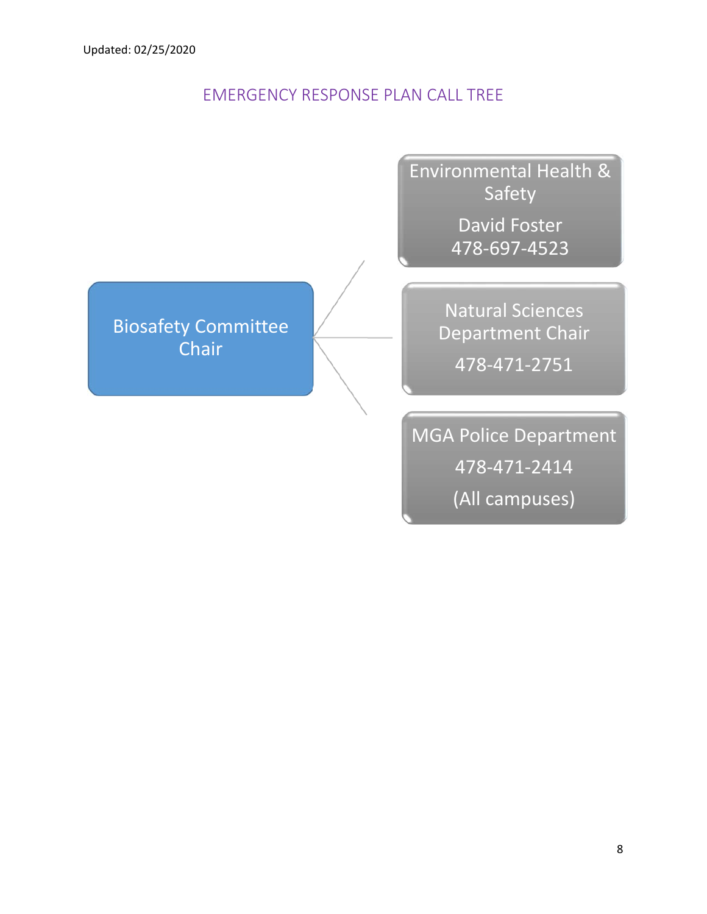Updated: 02/25/2020

## EMERGENCY RESPONSE PLAN CALL TREE

**Biosafety Committee Chair**

- **Environmental Health & Safety**
  David Foster
  478-697-4523

- **Natural Sciences Department Chair**
  478-471-2751

- **MGA Police Department**
  478-471-2414
  (All campuses)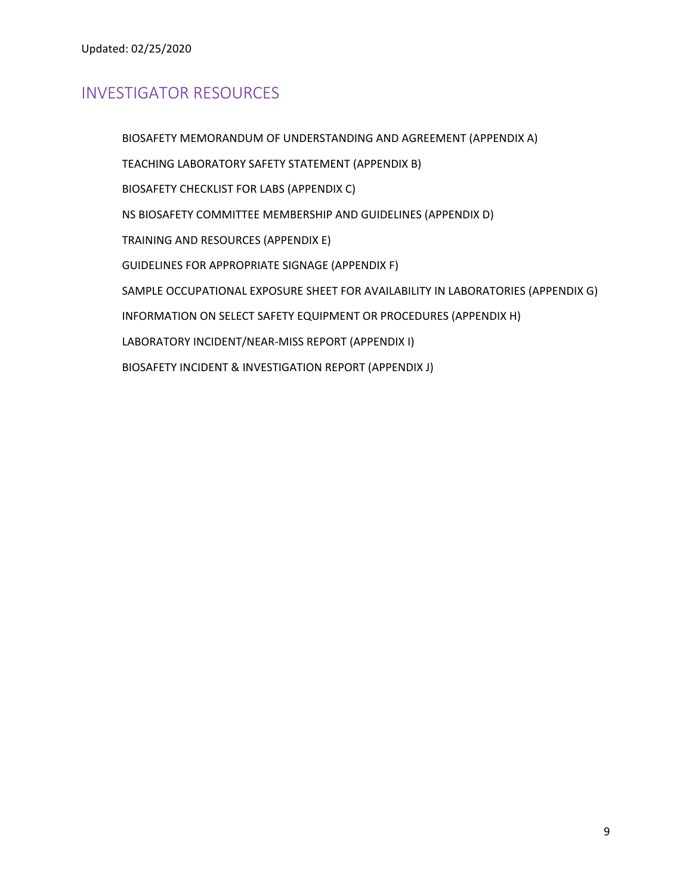## INVESTIGATOR RESOURCES

BIOSAFETY MEMORANDUM OF UNDERSTANDING AND AGREEMENT (APPENDIX A)

TEACHING LABORATORY SAFETY STATEMENT (APPENDIX B)

BIOSAFETY CHECKLIST FOR LABS (APPENDIX C)

NS BIOSAFETY COMMITTEE MEMBERSHIP AND GUIDELINES (APPENDIX D)

TRAINING AND RESOURCES (APPENDIX E)

GUIDELINES FOR APPROPRIATE SIGNAGE (APPENDIX F)

SAMPLE OCCUPATIONAL EXPOSURE SHEET FOR AVAILABILITY IN LABORATORIES (APPENDIX G)

INFORMATION ON SELECT SAFETY EQUIPMENT OR PROCEDURES (APPENDIX H)

LABORATORY INCIDENT/NEAR-MISS REPORT (APPENDIX I)

BIOSAFETY INCIDENT & INVESTIGATION REPORT (APPENDIX J)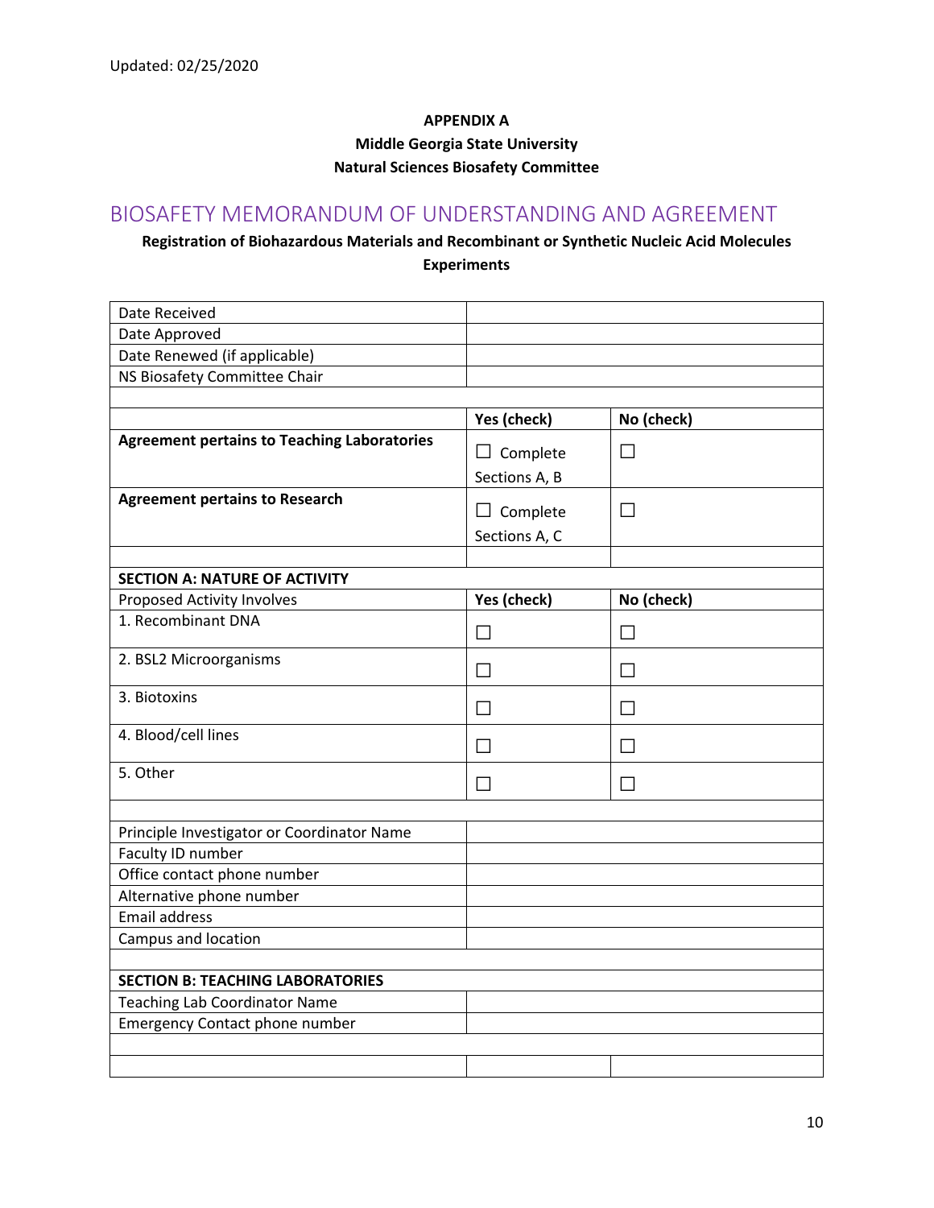Updated: 02/25/2020

**APPENDIX A**
**Middle Georgia State University**
**Natural Sciences Biosafety Committee**

## BIOSAFETY MEMORANDUM OF UNDERSTANDING AND AGREEMENT

**Registration of Biohazardous Materials and Recombinant or Synthetic Nucleic Acid Molecules Experiments**

| | | |
|---|---|---|
| Date Received | | |
| Date Approved | | |
| Date Renewed (if applicable) | | |
| NS Biosafety Committee Chair | | |
| | | |
| | **Yes (check)** | **No (check)** |
| **Agreement pertains to Teaching Laboratories** | ☐ Complete Sections A, B | ☐ |
| **Agreement pertains to Research** | ☐ Complete Sections A, C | ☐ |
| | | |
| **SECTION A: NATURE OF ACTIVITY** | | |
| Proposed Activity Involves | **Yes (check)** | **No (check)** |
| 1. Recombinant DNA | ☐ | ☐ |
| 2. BSL2 Microorganisms | ☐ | ☐ |
| 3. Biotoxins | ☐ | ☐ |
| 4. Blood/cell lines | ☐ | ☐ |
| 5. Other | ☐ | ☐ |
| | | |
| Principle Investigator or Coordinator Name | | |
| Faculty ID number | | |
| Office contact phone number | | |
| Alternative phone number | | |
| Email address | | |
| Campus and location | | |
| | | |
| **SECTION B: TEACHING LABORATORIES** | | |
| Teaching Lab Coordinator Name | | |
| Emergency Contact phone number | | |
| | | |
| | | |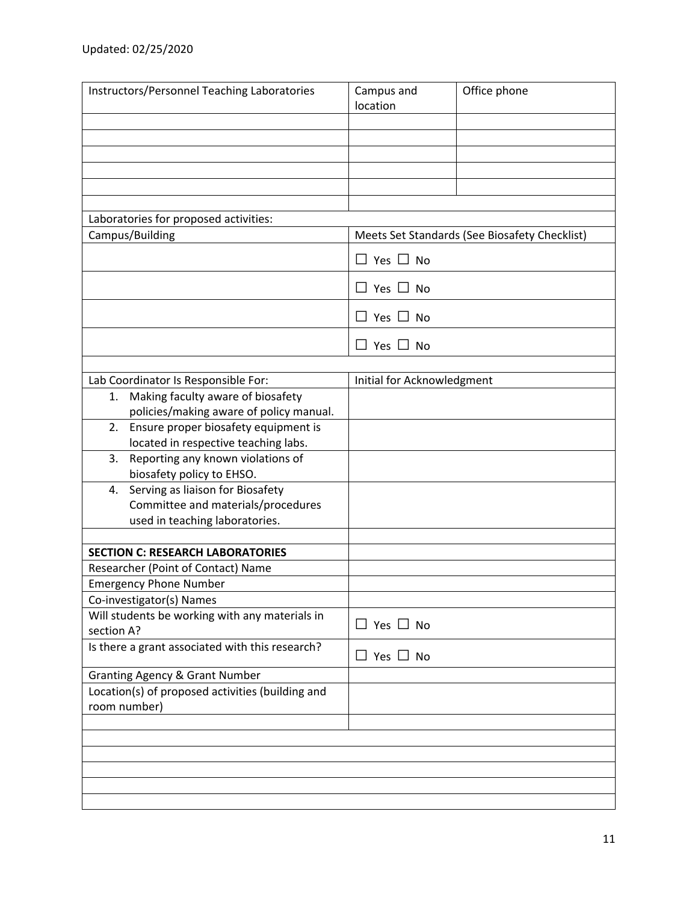Updated: 02/25/2020

| Instructors/Personnel Teaching Laboratories | Campus and location | Office phone |
| --- | --- | --- |
| | | |
| | | |
| | | |
| | | |
| | | |
| | | |

| Laboratories for proposed activities: | |
| --- | --- |
| Campus/Building | Meets Set Standards (See Biosafety Checklist) |
| | ☐ Yes ☐ No |
| | ☐ Yes ☐ No |
| | ☐ Yes ☐ No |
| | ☐ Yes ☐ No |

| Lab Coordinator Is Responsible For: | Initial for Acknowledgment |
| --- | --- |
| 1. Making faculty aware of biosafety policies/making aware of policy manual. | |
| 2. Ensure proper biosafety equipment is located in respective teaching labs. | |
| 3. Reporting any known violations of biosafety policy to EHSO. | |
| 4. Serving as liaison for Biosafety Committee and materials/procedures used in teaching laboratories. | |

| **SECTION C: RESEARCH LABORATORIES** | |
| --- | --- |
| Researcher (Point of Contact) Name | |
| Emergency Phone Number | |
| Co-investigator(s) Names | |
| Will students be working with any materials in section A? | ☐ Yes ☐ No |
| Is there a grant associated with this research? | ☐ Yes ☐ No |
| Granting Agency & Grant Number | |
| Location(s) of proposed activities (building and room number) | |
| | |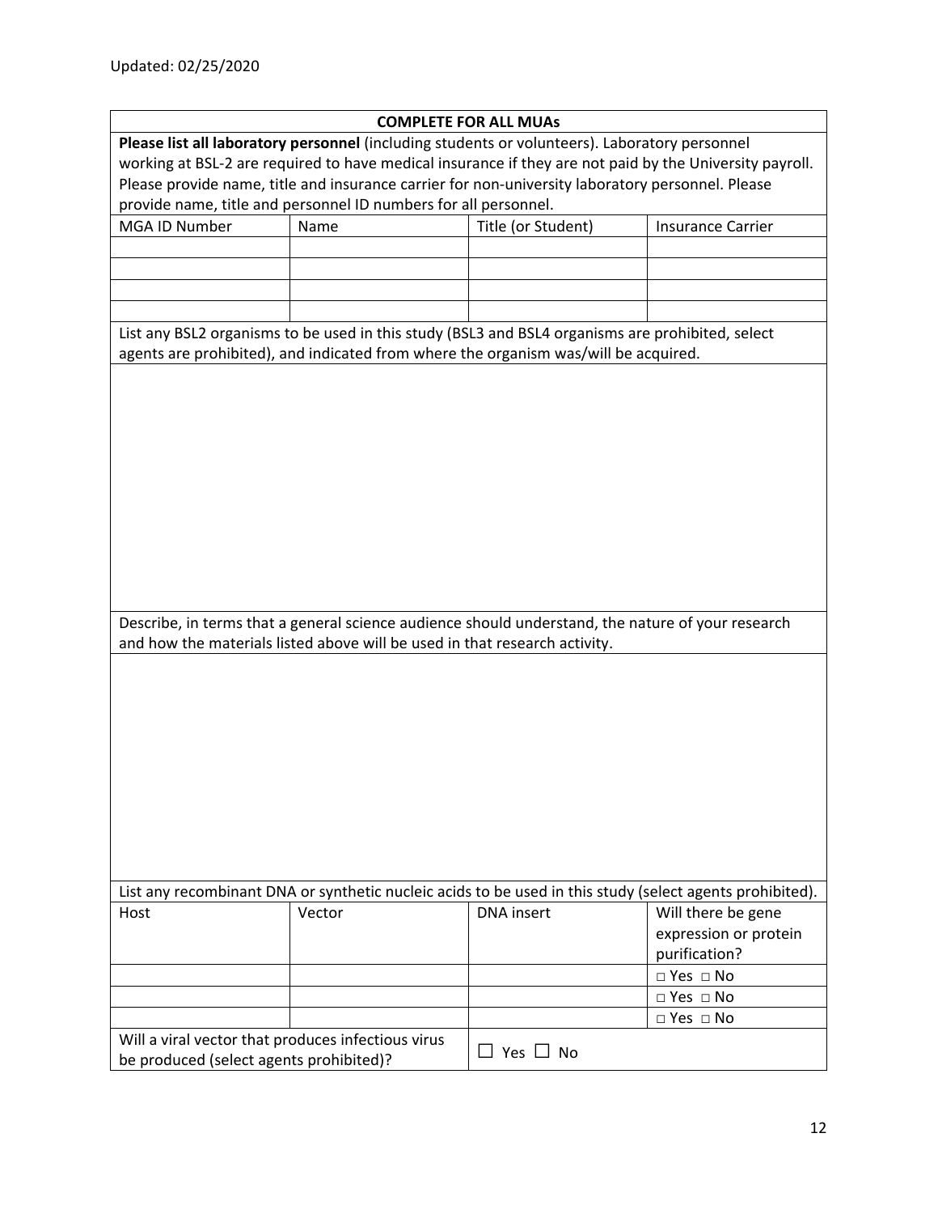Updated: 02/25/2020

| **COMPLETE FOR ALL MUAs** | | | |
|---|---|---|---|
| **Please list all laboratory personnel** (including students or volunteers). Laboratory personnel working at BSL-2 are required to have medical insurance if they are not paid by the University payroll. Please provide name, title and insurance carrier for non-university laboratory personnel. Please provide name, title and personnel ID numbers for all personnel. | | | |
| MGA ID Number | Name | Title (or Student) | Insurance Carrier |
| | | | |
| | | | |
| | | | |
| | | | |

| List any BSL2 organisms to be used in this study (BSL3 and BSL4 organisms are prohibited, select agents are prohibited), and indicated from where the organism was/will be acquired. |
|---|
| |

| Describe, in terms that a general science audience should understand, the nature of your research and how the materials listed above will be used in that research activity. |
|---|
| |

| List any recombinant DNA or synthetic nucleic acids to be used in this study (select agents prohibited). | | | |
|---|---|---|---|
| Host | Vector | DNA insert | Will there be gene expression or protein purification? |
| | | | □ Yes □ No |
| | | | □ Yes □ No |
| | | | □ Yes □ No |

| Will a viral vector that produces infectious virus be produced (select agents prohibited)? | ☐ Yes ☐ No |
|---|---|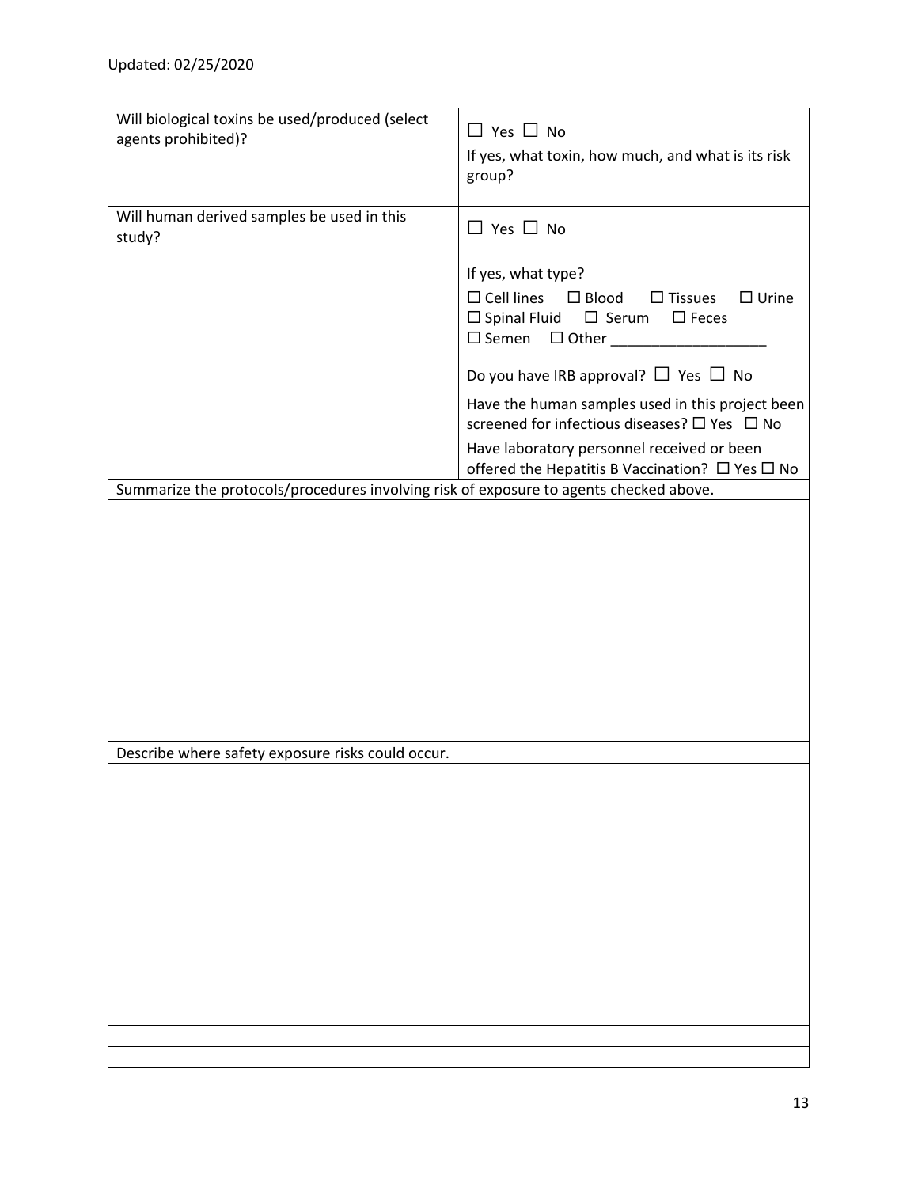Updated: 02/25/2020

| | |
|---|---|
| Will biological toxins be used/produced (select agents prohibited)? | ☐ Yes ☐ No<br><br>If yes, what toxin, how much, and what is its risk group? |
| Will human derived samples be used in this study? | ☐ Yes ☐ No<br><br>If yes, what type?<br>☐ Cell lines ☐ Blood ☐ Tissues ☐ Urine ☐ Spinal Fluid ☐ Serum ☐ Feces ☐ Semen ☐ Other ___________________<br><br>Do you have IRB approval? ☐ Yes ☐ No<br><br>Have the human samples used in this project been screened for infectious diseases? ☐ Yes ☐ No<br><br>Have laboratory personnel received or been offered the Hepatitis B Vaccination? ☐ Yes ☐ No |

| Summarize the protocols/procedures involving risk of exposure to agents checked above. |
|---|
| |

| Describe where safety exposure risks could occur. |
|---|
| |
| |
| |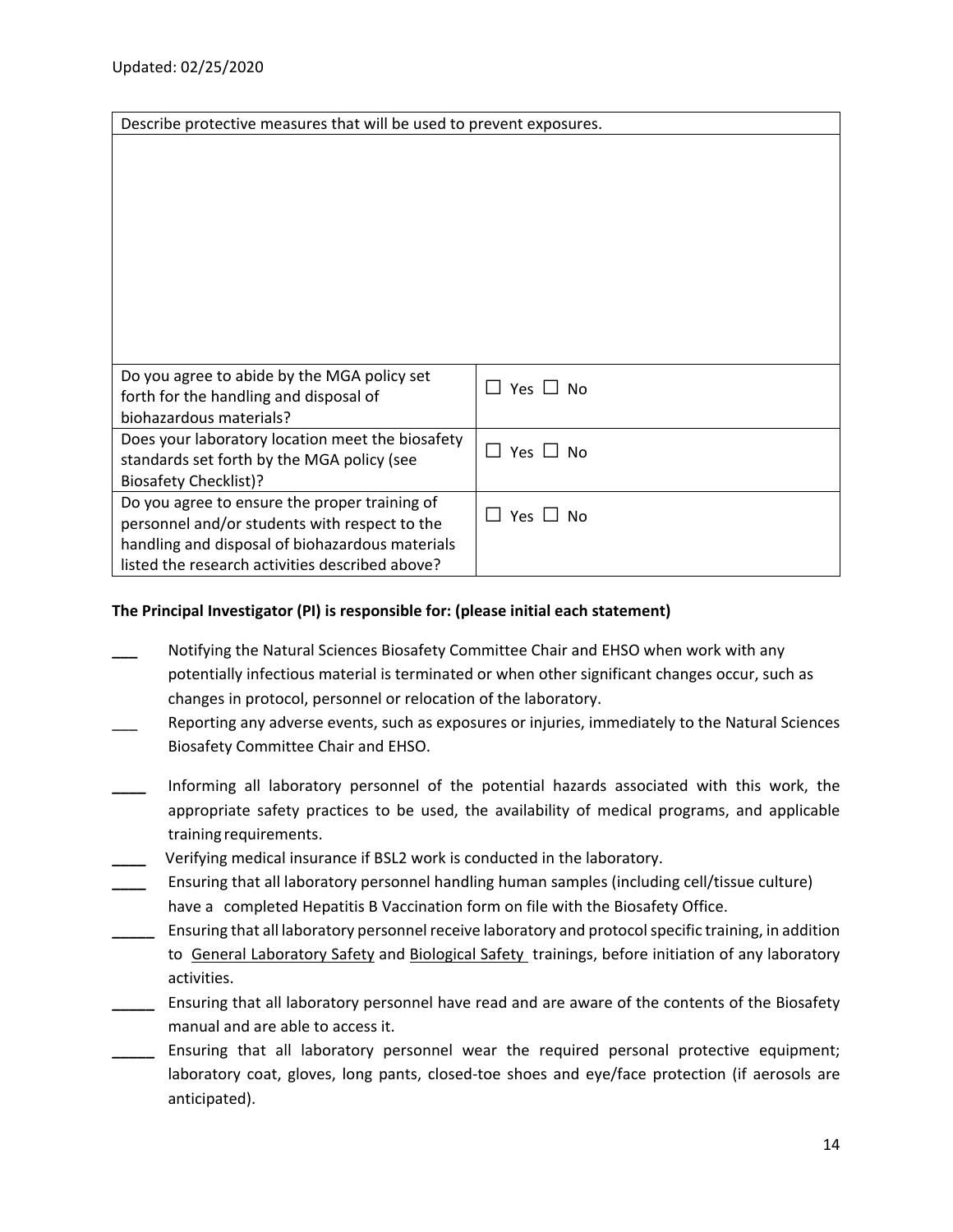| Describe protective measures that will be used to prevent exposures. | |
|---|---|
| | |
| Do you agree to abide by the MGA policy set forth for the handling and disposal of biohazardous materials? | ☐ Yes ☐ No |
| Does your laboratory location meet the biosafety standards set forth by the MGA policy (see Biosafety Checklist)? | ☐ Yes ☐ No |
| Do you agree to ensure the proper training of personnel and/or students with respect to the handling and disposal of biohazardous materials listed the research activities described above? | ☐ Yes ☐ No |

**The Principal Investigator (PI) is responsible for: (please initial each statement)**

___ Notifying the Natural Sciences Biosafety Committee Chair and EHSO when work with any potentially infectious material is terminated or when other significant changes occur, such as changes in protocol, personnel or relocation of the laboratory.

___ Reporting any adverse events, such as exposures or injuries, immediately to the Natural Sciences Biosafety Committee Chair and EHSO.

____ Informing all laboratory personnel of the potential hazards associated with this work, the appropriate safety practices to be used, the availability of medical programs, and applicable training requirements.

____ Verifying medical insurance if BSL2 work is conducted in the laboratory.

____ Ensuring that all laboratory personnel handling human samples (including cell/tissue culture) have a completed Hepatitis B Vaccination form on file with the Biosafety Office.

_____ Ensuring that all laboratory personnel receive laboratory and protocol specific training, in addition to General Laboratory Safety and Biological Safety trainings, before initiation of any laboratory activities.

_____ Ensuring that all laboratory personnel have read and are aware of the contents of the Biosafety manual and are able to access it.

_____ Ensuring that all laboratory personnel wear the required personal protective equipment; laboratory coat, gloves, long pants, closed-toe shoes and eye/face protection (if aerosols are anticipated).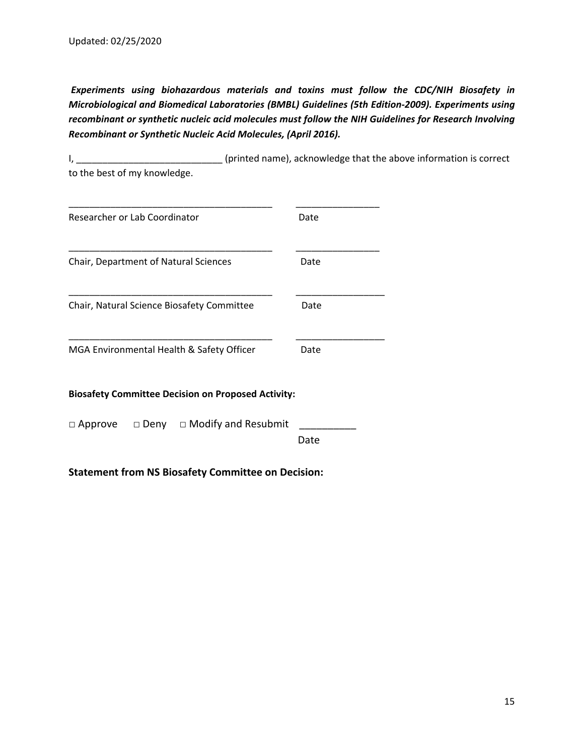***Experiments using biohazardous materials and toxins must follow the CDC/NIH Biosafety in Microbiological and Biomedical Laboratories (BMBL) Guidelines (5th Edition-2009). Experiments using recombinant or synthetic nucleic acid molecules must follow the NIH Guidelines for Research Involving Recombinant or Synthetic Nucleic Acid Molecules, (April 2016).***

I, ___________________________ (printed name), acknowledge that the above information is correct to the best of my knowledge.

_______________________________________ ________________

Researcher or Lab Coordinator Date

_______________________________________ ________________

Chair, Department of Natural Sciences Date

_______________________________________ _________________

Chair, Natural Science Biosafety Committee Date

_______________________________________ _________________

MGA Environmental Health & Safety Officer Date

**Biosafety Committee Decision on Proposed Activity:**

□ Approve □ Deny □ Modify and Resubmit __________

Date

**Statement from NS Biosafety Committee on Decision:**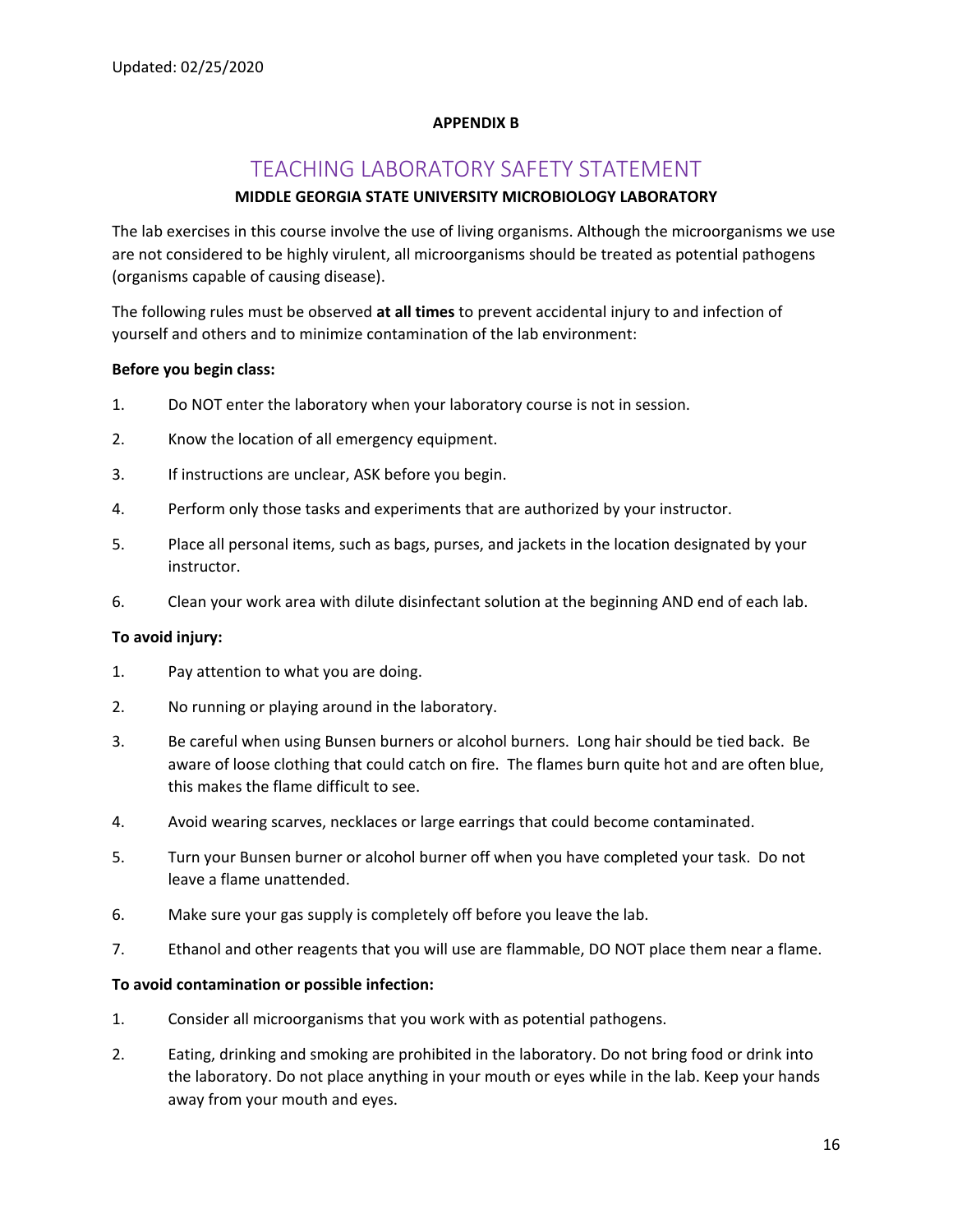**APPENDIX B**

# TEACHING LABORATORY SAFETY STATEMENT

**MIDDLE GEORGIA STATE UNIVERSITY MICROBIOLOGY LABORATORY**

The lab exercises in this course involve the use of living organisms. Although the microorganisms we use are not considered to be highly virulent, all microorganisms should be treated as potential pathogens (organisms capable of causing disease).

The following rules must be observed **at all times** to prevent accidental injury to and infection of yourself and others and to minimize contamination of the lab environment:

**Before you begin class:**

1. Do NOT enter the laboratory when your laboratory course is not in session.
2. Know the location of all emergency equipment.
3. If instructions are unclear, ASK before you begin.
4. Perform only those tasks and experiments that are authorized by your instructor.
5. Place all personal items, such as bags, purses, and jackets in the location designated by your instructor.
6. Clean your work area with dilute disinfectant solution at the beginning AND end of each lab.

**To avoid injury:**

1. Pay attention to what you are doing.
2. No running or playing around in the laboratory.
3. Be careful when using Bunsen burners or alcohol burners. Long hair should be tied back. Be aware of loose clothing that could catch on fire. The flames burn quite hot and are often blue, this makes the flame difficult to see.
4. Avoid wearing scarves, necklaces or large earrings that could become contaminated.
5. Turn your Bunsen burner or alcohol burner off when you have completed your task. Do not leave a flame unattended.
6. Make sure your gas supply is completely off before you leave the lab.
7. Ethanol and other reagents that you will use are flammable, DO NOT place them near a flame.

**To avoid contamination or possible infection:**

1. Consider all microorganisms that you work with as potential pathogens.
2. Eating, drinking and smoking are prohibited in the laboratory. Do not bring food or drink into the laboratory. Do not place anything in your mouth or eyes while in the lab. Keep your hands away from your mouth and eyes.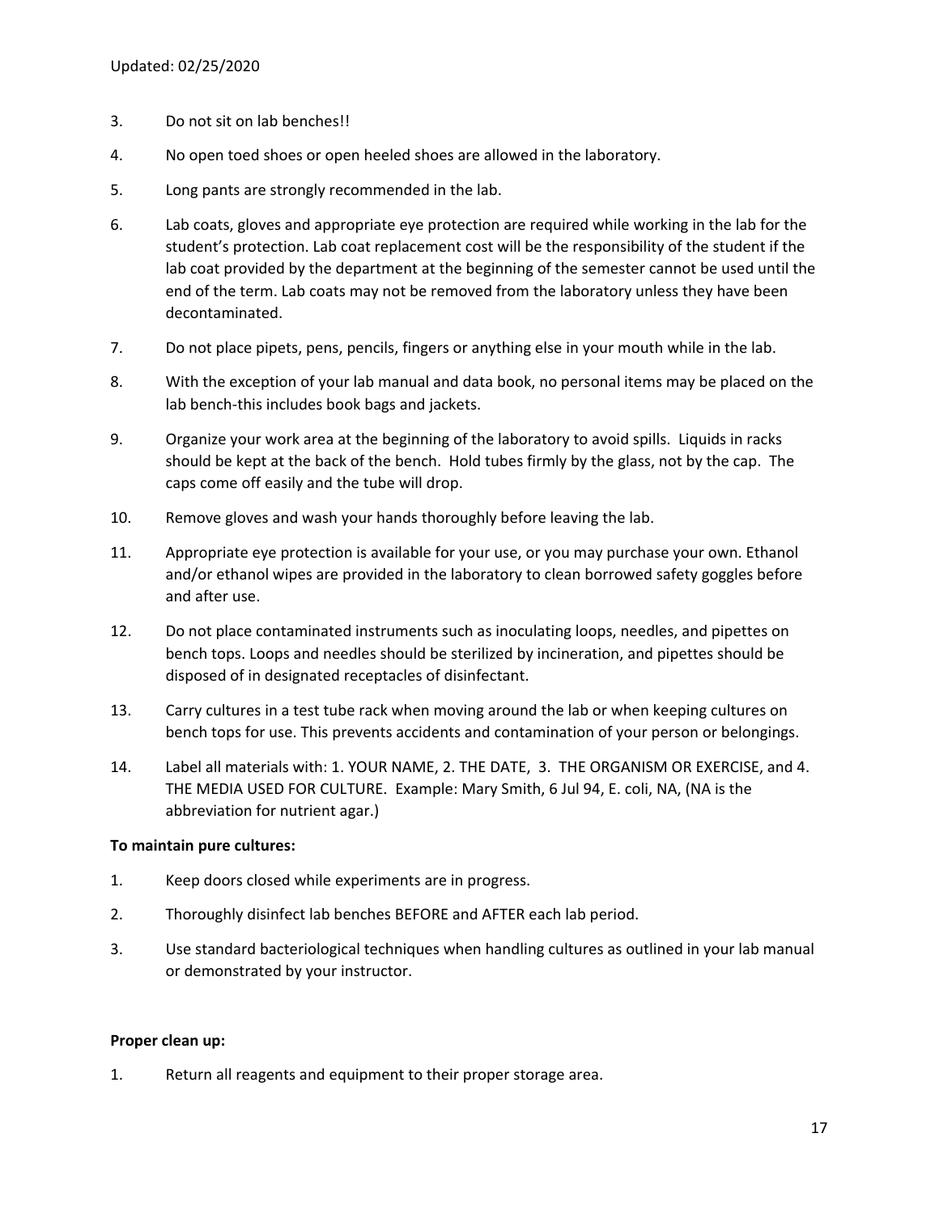3. Do not sit on lab benches!!

4. No open toed shoes or open heeled shoes are allowed in the laboratory.

5. Long pants are strongly recommended in the lab.

6. Lab coats, gloves and appropriate eye protection are required while working in the lab for the student's protection. Lab coat replacement cost will be the responsibility of the student if the lab coat provided by the department at the beginning of the semester cannot be used until the end of the term. Lab coats may not be removed from the laboratory unless they have been decontaminated.

7. Do not place pipets, pens, pencils, fingers or anything else in your mouth while in the lab.

8. With the exception of your lab manual and data book, no personal items may be placed on the lab bench-this includes book bags and jackets.

9. Organize your work area at the beginning of the laboratory to avoid spills. Liquids in racks should be kept at the back of the bench. Hold tubes firmly by the glass, not by the cap. The caps come off easily and the tube will drop.

10. Remove gloves and wash your hands thoroughly before leaving the lab.

11. Appropriate eye protection is available for your use, or you may purchase your own. Ethanol and/or ethanol wipes are provided in the laboratory to clean borrowed safety goggles before and after use.

12. Do not place contaminated instruments such as inoculating loops, needles, and pipettes on bench tops. Loops and needles should be sterilized by incineration, and pipettes should be disposed of in designated receptacles of disinfectant.

13. Carry cultures in a test tube rack when moving around the lab or when keeping cultures on bench tops for use. This prevents accidents and contamination of your person or belongings.

14. Label all materials with: 1. YOUR NAME, 2. THE DATE, 3. THE ORGANISM OR EXERCISE, and 4. THE MEDIA USED FOR CULTURE. Example: Mary Smith, 6 Jul 94, E. coli, NA, (NA is the abbreviation for nutrient agar.)

**To maintain pure cultures:**

1. Keep doors closed while experiments are in progress.

2. Thoroughly disinfect lab benches BEFORE and AFTER each lab period.

3. Use standard bacteriological techniques when handling cultures as outlined in your lab manual or demonstrated by your instructor.

**Proper clean up:**

1. Return all reagents and equipment to their proper storage area.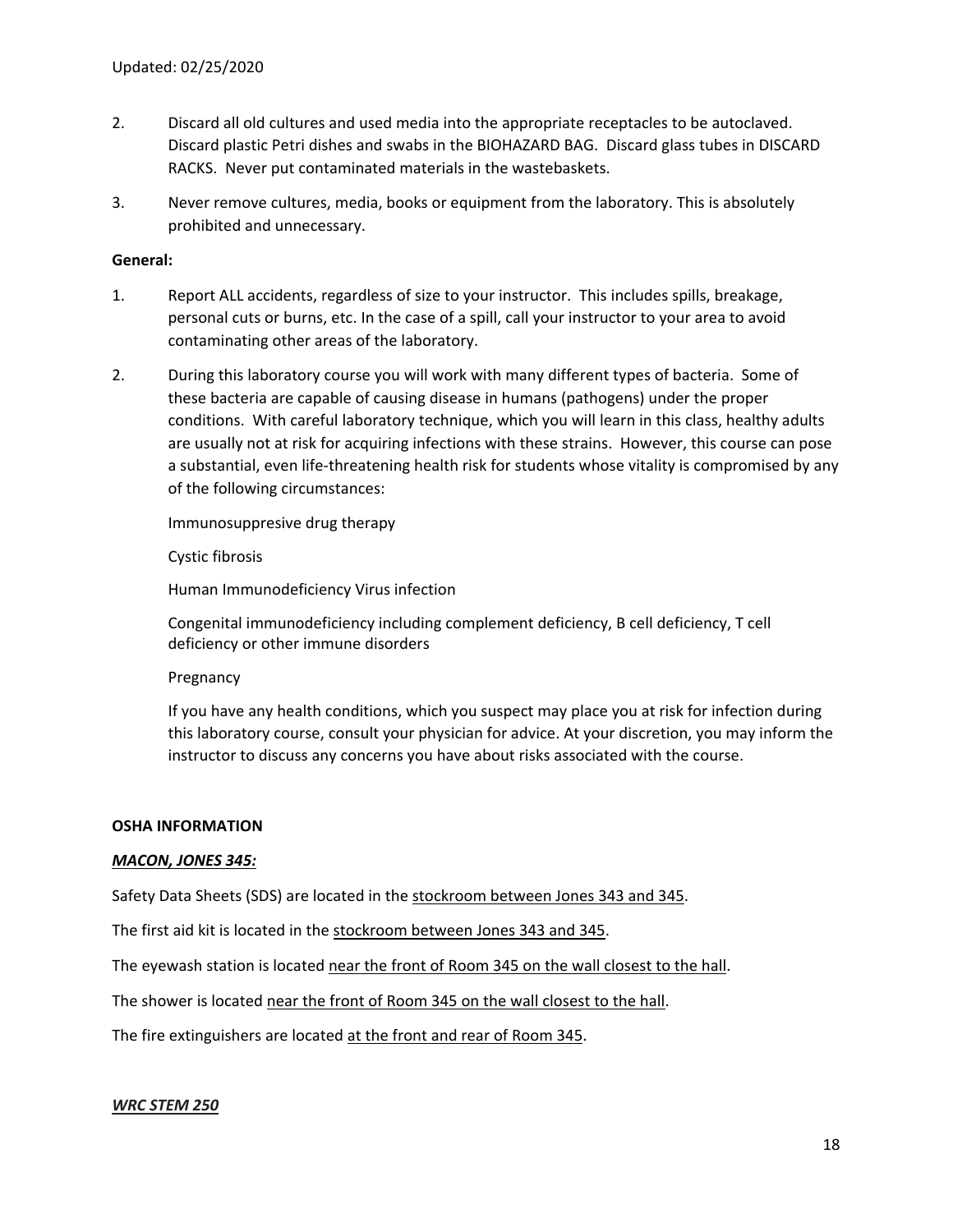2. Discard all old cultures and used media into the appropriate receptacles to be autoclaved. Discard plastic Petri dishes and swabs in the BIOHAZARD BAG. Discard glass tubes in DISCARD RACKS. Never put contaminated materials in the wastebaskets.

3. Never remove cultures, media, books or equipment from the laboratory. This is absolutely prohibited and unnecessary.

**General:**

1. Report ALL accidents, regardless of size to your instructor. This includes spills, breakage, personal cuts or burns, etc. In the case of a spill, call your instructor to your area to avoid contaminating other areas of the laboratory.

2. During this laboratory course you will work with many different types of bacteria. Some of these bacteria are capable of causing disease in humans (pathogens) under the proper conditions. With careful laboratory technique, which you will learn in this class, healthy adults are usually not at risk for acquiring infections with these strains. However, this course can pose a substantial, even life-threatening health risk for students whose vitality is compromised by any of the following circumstances:

   Immunosuppresive drug therapy

   Cystic fibrosis

   Human Immunodeficiency Virus infection

   Congenital immunodeficiency including complement deficiency, B cell deficiency, T cell deficiency or other immune disorders

   Pregnancy

   If you have any health conditions, which you suspect may place you at risk for infection during this laboratory course, consult your physician for advice. At your discretion, you may inform the instructor to discuss any concerns you have about risks associated with the course.

**OSHA INFORMATION**

***MACON, JONES 345:***

Safety Data Sheets (SDS) are located in the stockroom between Jones 343 and 345.

The first aid kit is located in the stockroom between Jones 343 and 345.

The eyewash station is located near the front of Room 345 on the wall closest to the hall.

The shower is located near the front of Room 345 on the wall closest to the hall.

The fire extinguishers are located at the front and rear of Room 345.

***WRC STEM 250***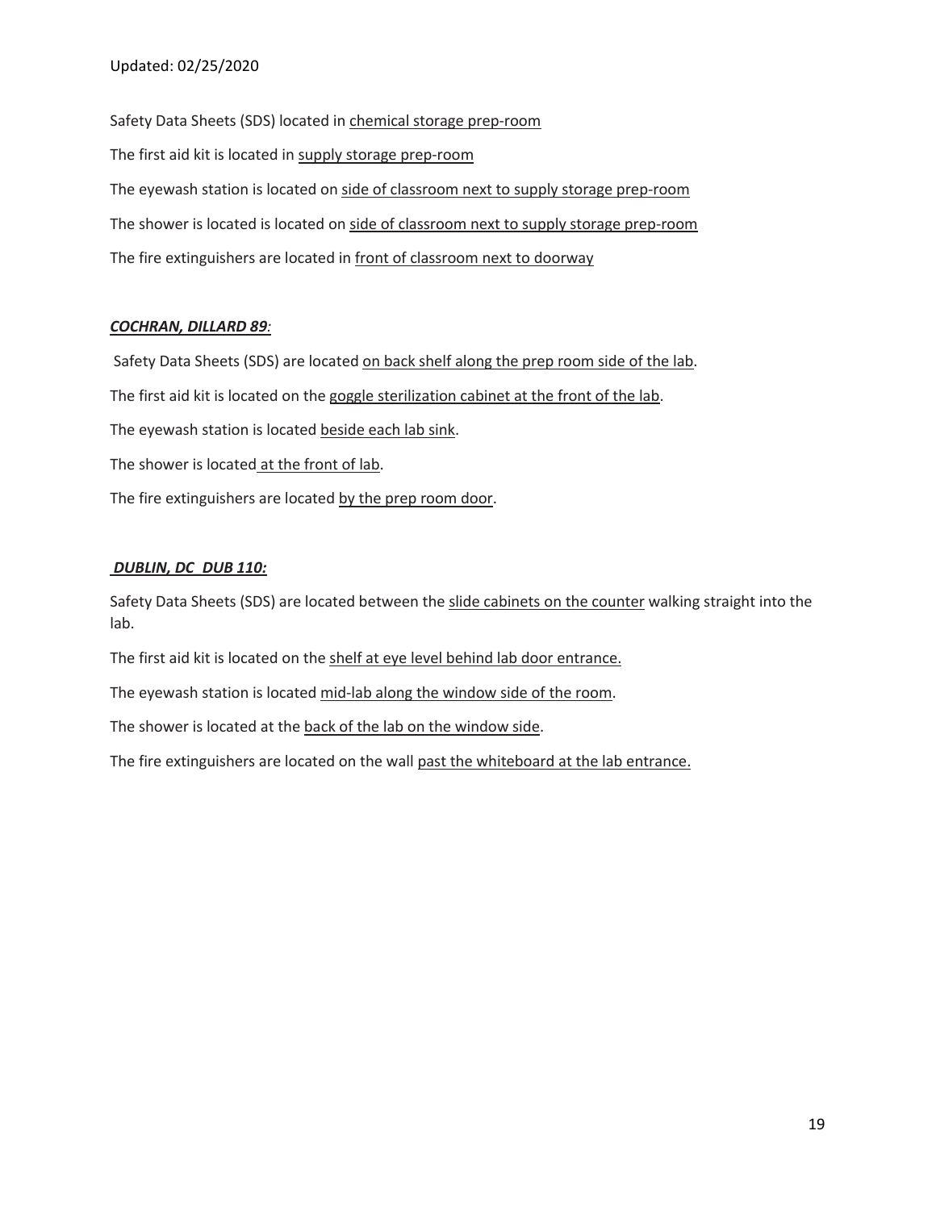Safety Data Sheets (SDS) located in chemical storage prep-room

The first aid kit is located in supply storage prep-room

The eyewash station is located on side of classroom next to supply storage prep-room

The shower is located is located on side of classroom next to supply storage prep-room

The fire extinguishers are located in front of classroom next to doorway

***COCHRAN, DILLARD 89:***

Safety Data Sheets (SDS) are located on back shelf along the prep room side of the lab.

The first aid kit is located on the goggle sterilization cabinet at the front of the lab.

The eyewash station is located beside each lab sink.

The shower is located at the front of lab.

The fire extinguishers are located by the prep room door.

***DUBLIN, DC DUB 110:***

Safety Data Sheets (SDS) are located between the slide cabinets on the counter walking straight into the lab.

The first aid kit is located on the shelf at eye level behind lab door entrance.

The eyewash station is located mid-lab along the window side of the room.

The shower is located at the back of the lab on the window side.

The fire extinguishers are located on the wall past the whiteboard at the lab entrance.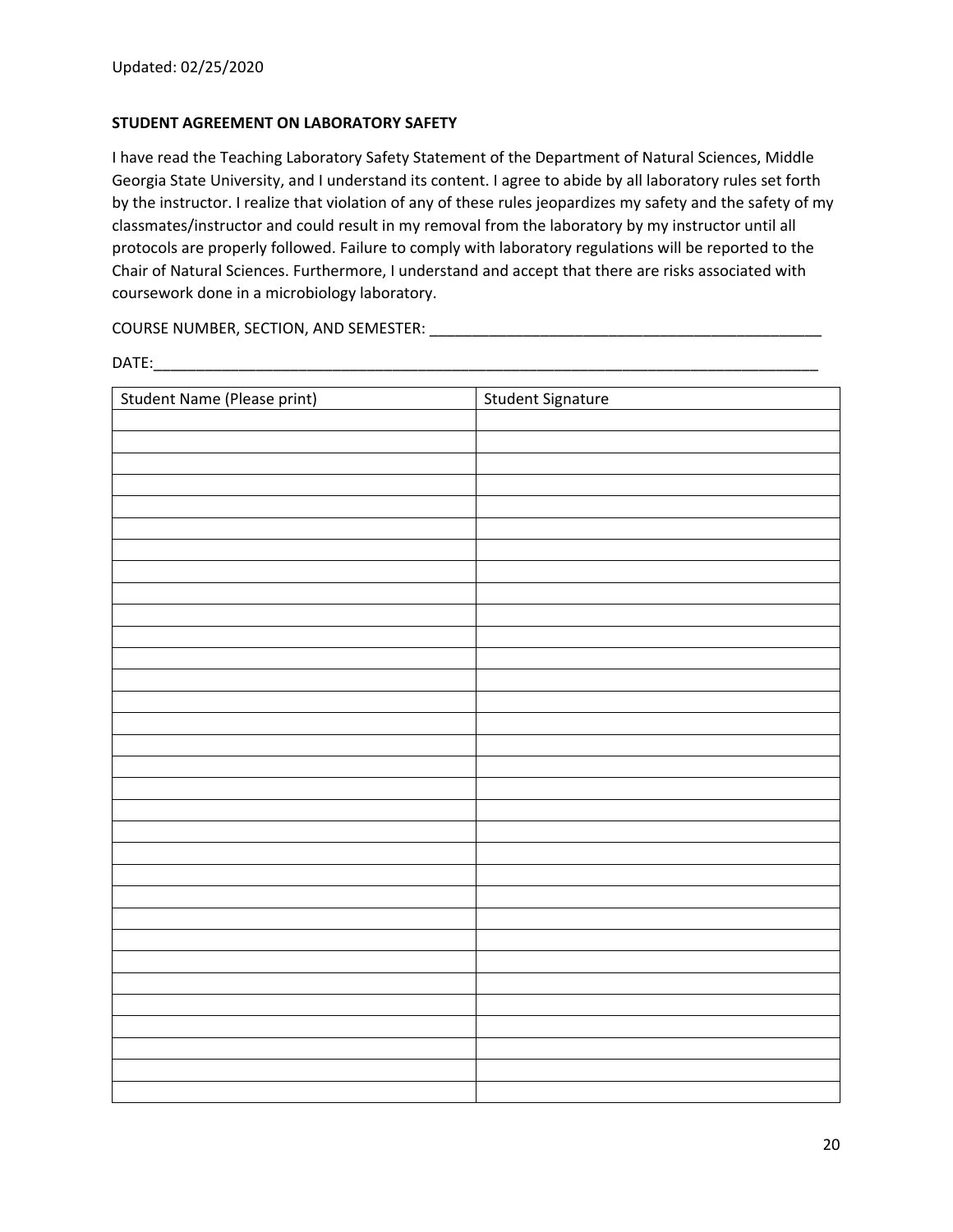**STUDENT AGREEMENT ON LABORATORY SAFETY**

I have read the Teaching Laboratory Safety Statement of the Department of Natural Sciences, Middle Georgia State University, and I understand its content. I agree to abide by all laboratory rules set forth by the instructor. I realize that violation of any of these rules jeopardizes my safety and the safety of my classmates/instructor and could result in my removal from the laboratory by my instructor until all protocols are properly followed. Failure to comply with laboratory regulations will be reported to the Chair of Natural Sciences. Furthermore, I understand and accept that there are risks associated with coursework done in a microbiology laboratory.

COURSE NUMBER, SECTION, AND SEMESTER: _______________________________________________

DATE:_______________________________________________________________________________

| Student Name (Please print) | Student Signature |
|---|---|
| | |
| | |
| | |
| | |
| | |
| | |
| | |
| | |
| | |
| | |
| | |
| | |
| | |
| | |
| | |
| | |
| | |
| | |
| | |
| | |
| | |
| | |
| | |
| | |
| | |
| | |
| | |
| | |
| | |
| | |
| | |
| | |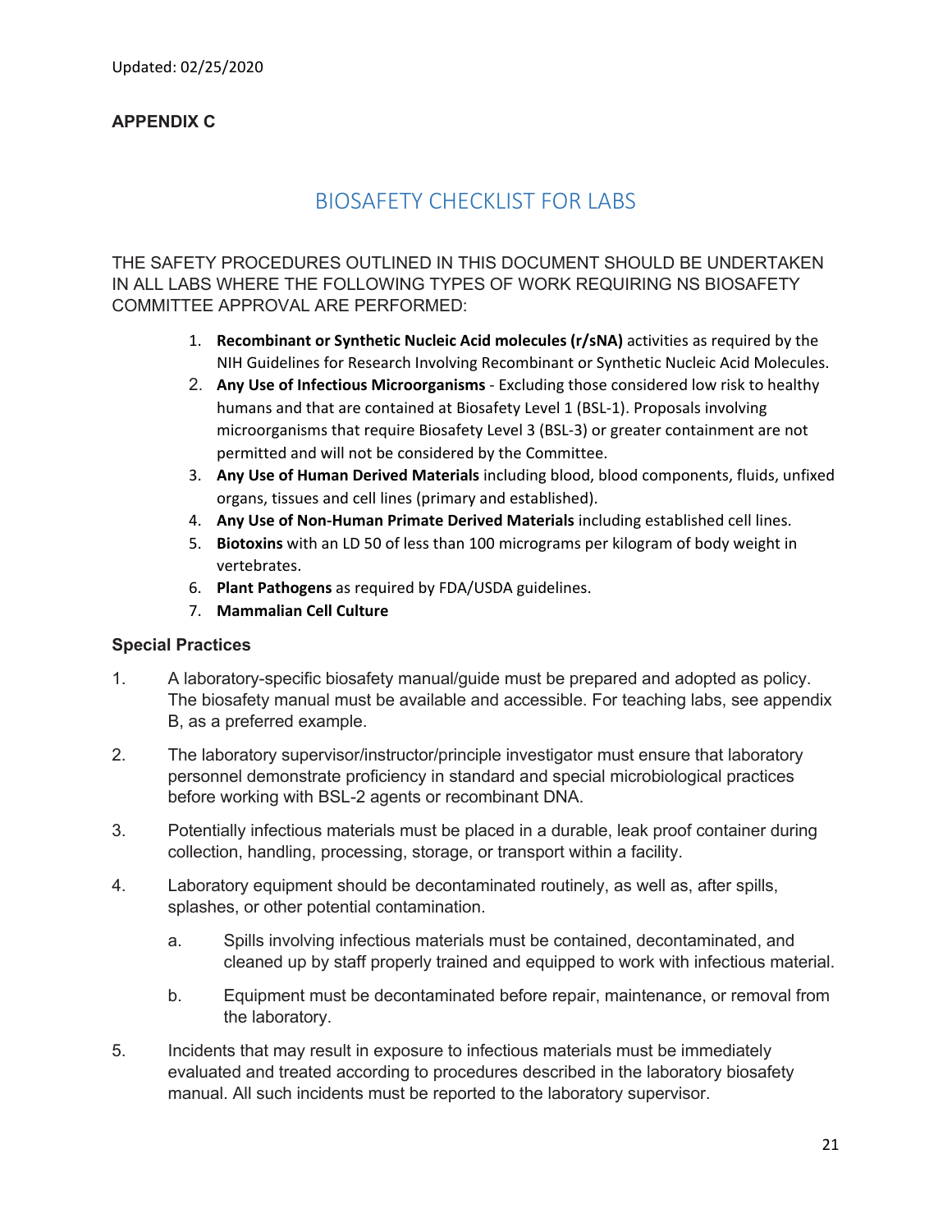Updated: 02/25/2020

**APPENDIX C**

## BIOSAFETY CHECKLIST FOR LABS

THE SAFETY PROCEDURES OUTLINED IN THIS DOCUMENT SHOULD BE UNDERTAKEN IN ALL LABS WHERE THE FOLLOWING TYPES OF WORK REQUIRING NS BIOSAFETY COMMITTEE APPROVAL ARE PERFORMED:

1. **Recombinant or Synthetic Nucleic Acid molecules (r/sNA)** activities as required by the NIH Guidelines for Research Involving Recombinant or Synthetic Nucleic Acid Molecules.
2. **Any Use of Infectious Microorganisms** - Excluding those considered low risk to healthy humans and that are contained at Biosafety Level 1 (BSL-1). Proposals involving microorganisms that require Biosafety Level 3 (BSL-3) or greater containment are not permitted and will not be considered by the Committee.
3. **Any Use of Human Derived Materials** including blood, blood components, fluids, unfixed organs, tissues and cell lines (primary and established).
4. **Any Use of Non-Human Primate Derived Materials** including established cell lines.
5. **Biotoxins** with an LD 50 of less than 100 micrograms per kilogram of body weight in vertebrates.
6. **Plant Pathogens** as required by FDA/USDA guidelines.
7. **Mammalian Cell Culture**

### Special Practices

1. A laboratory-specific biosafety manual/guide must be prepared and adopted as policy. The biosafety manual must be available and accessible. For teaching labs, see appendix B, as a preferred example.
2. The laboratory supervisor/instructor/principle investigator must ensure that laboratory personnel demonstrate proficiency in standard and special microbiological practices before working with BSL-2 agents or recombinant DNA.
3. Potentially infectious materials must be placed in a durable, leak proof container during collection, handling, processing, storage, or transport within a facility.
4. Laboratory equipment should be decontaminated routinely, as well as, after spills, splashes, or other potential contamination.
   a. Spills involving infectious materials must be contained, decontaminated, and cleaned up by staff properly trained and equipped to work with infectious material.
   b. Equipment must be decontaminated before repair, maintenance, or removal from the laboratory.
5. Incidents that may result in exposure to infectious materials must be immediately evaluated and treated according to procedures described in the laboratory biosafety manual. All such incidents must be reported to the laboratory supervisor.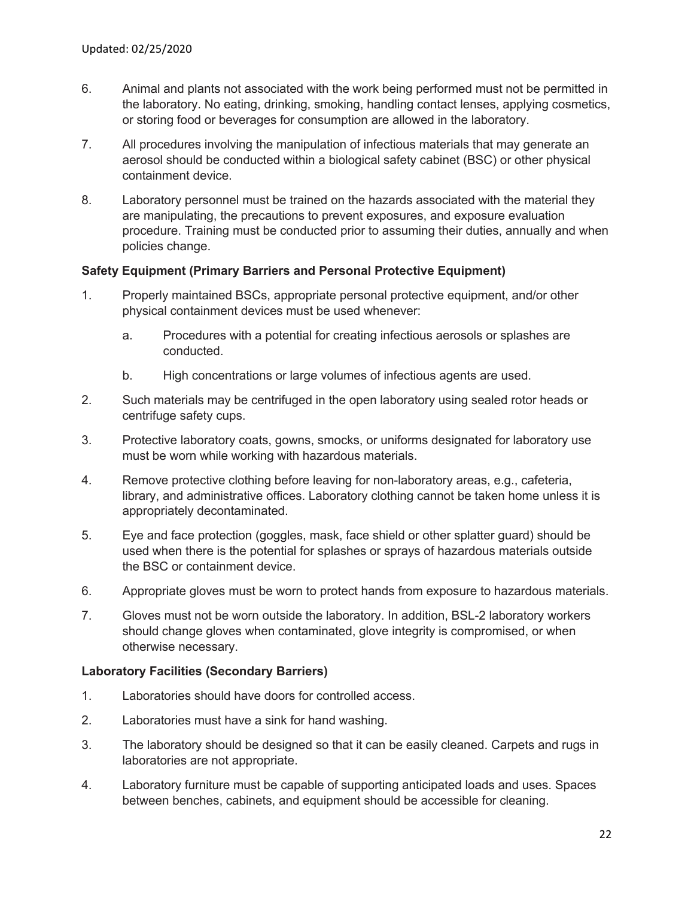6. Animal and plants not associated with the work being performed must not be permitted in the laboratory. No eating, drinking, smoking, handling contact lenses, applying cosmetics, or storing food or beverages for consumption are allowed in the laboratory.

7. All procedures involving the manipulation of infectious materials that may generate an aerosol should be conducted within a biological safety cabinet (BSC) or other physical containment device.

8. Laboratory personnel must be trained on the hazards associated with the material they are manipulating, the precautions to prevent exposures, and exposure evaluation procedure. Training must be conducted prior to assuming their duties, annually and when policies change.

**Safety Equipment (Primary Barriers and Personal Protective Equipment)**

1. Properly maintained BSCs, appropriate personal protective equipment, and/or other physical containment devices must be used whenever:
    a. Procedures with a potential for creating infectious aerosols or splashes are conducted.
    b. High concentrations or large volumes of infectious agents are used.

2. Such materials may be centrifuged in the open laboratory using sealed rotor heads or centrifuge safety cups.

3. Protective laboratory coats, gowns, smocks, or uniforms designated for laboratory use must be worn while working with hazardous materials.

4. Remove protective clothing before leaving for non-laboratory areas, e.g., cafeteria, library, and administrative offices. Laboratory clothing cannot be taken home unless it is appropriately decontaminated.

5. Eye and face protection (goggles, mask, face shield or other splatter guard) should be used when there is the potential for splashes or sprays of hazardous materials outside the BSC or containment device.

6. Appropriate gloves must be worn to protect hands from exposure to hazardous materials.

7. Gloves must not be worn outside the laboratory. In addition, BSL-2 laboratory workers should change gloves when contaminated, glove integrity is compromised, or when otherwise necessary.

**Laboratory Facilities (Secondary Barriers)**

1. Laboratories should have doors for controlled access.

2. Laboratories must have a sink for hand washing.

3. The laboratory should be designed so that it can be easily cleaned. Carpets and rugs in laboratories are not appropriate.

4. Laboratory furniture must be capable of supporting anticipated loads and uses. Spaces between benches, cabinets, and equipment should be accessible for cleaning.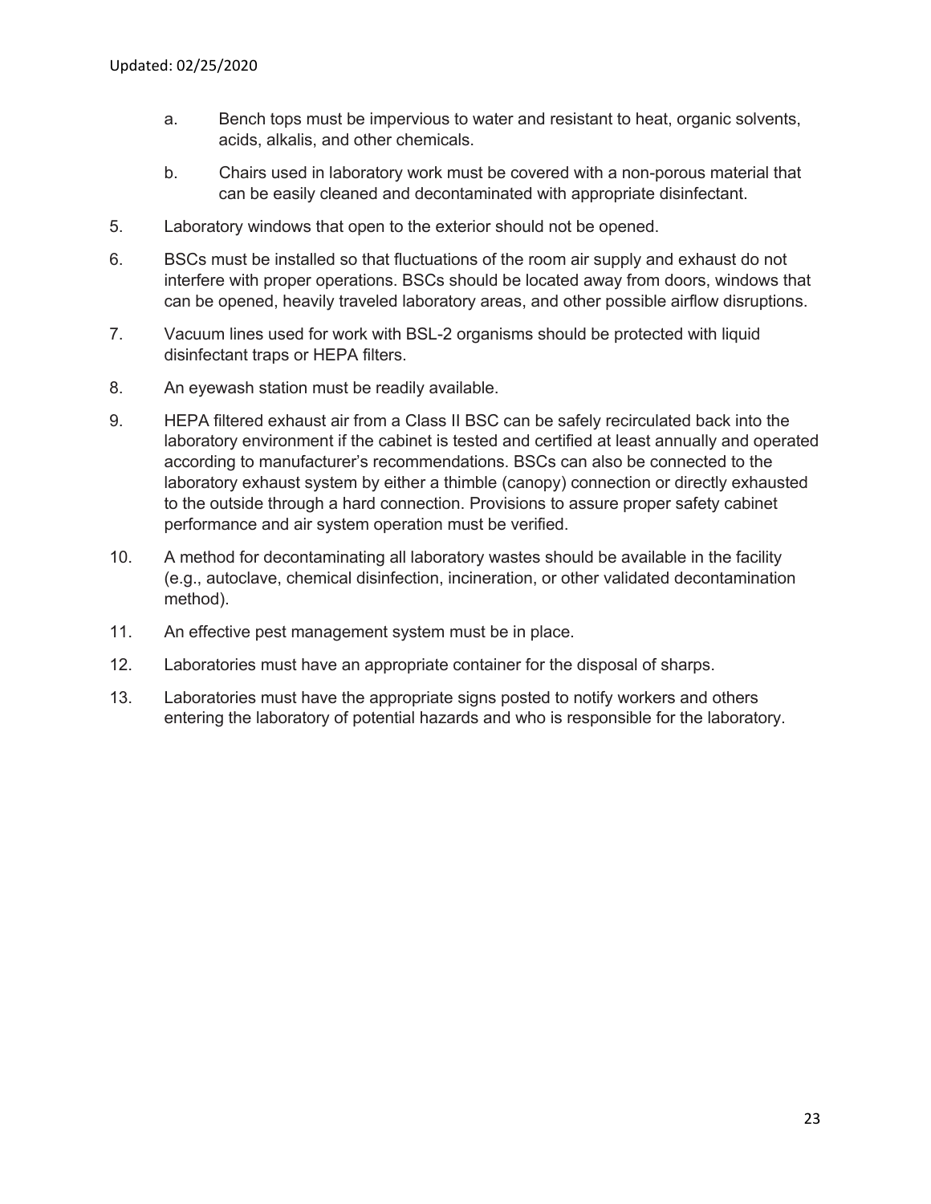a. Bench tops must be impervious to water and resistant to heat, organic solvents, acids, alkalis, and other chemicals.

   b. Chairs used in laboratory work must be covered with a non-porous material that can be easily cleaned and decontaminated with appropriate disinfectant.

5. Laboratory windows that open to the exterior should not be opened.

6. BSCs must be installed so that fluctuations of the room air supply and exhaust do not interfere with proper operations. BSCs should be located away from doors, windows that can be opened, heavily traveled laboratory areas, and other possible airflow disruptions.

7. Vacuum lines used for work with BSL-2 organisms should be protected with liquid disinfectant traps or HEPA filters.

8. An eyewash station must be readily available.

9. HEPA filtered exhaust air from a Class II BSC can be safely recirculated back into the laboratory environment if the cabinet is tested and certified at least annually and operated according to manufacturer's recommendations. BSCs can also be connected to the laboratory exhaust system by either a thimble (canopy) connection or directly exhausted to the outside through a hard connection. Provisions to assure proper safety cabinet performance and air system operation must be verified.

10. A method for decontaminating all laboratory wastes should be available in the facility (e.g., autoclave, chemical disinfection, incineration, or other validated decontamination method).

11. An effective pest management system must be in place.

12. Laboratories must have an appropriate container for the disposal of sharps.

13. Laboratories must have the appropriate signs posted to notify workers and others entering the laboratory of potential hazards and who is responsible for the laboratory.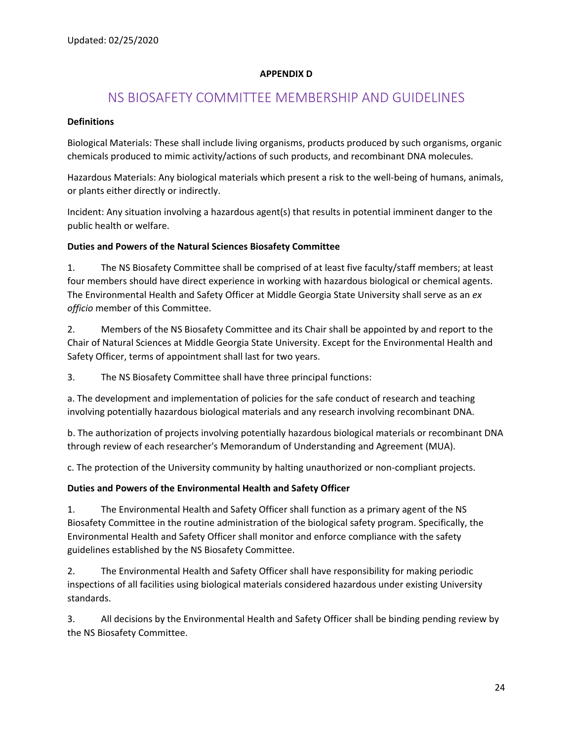Updated: 02/25/2020

**APPENDIX D**

# NS BIOSAFETY COMMITTEE MEMBERSHIP AND GUIDELINES

**Definitions**

Biological Materials: These shall include living organisms, products produced by such organisms, organic chemicals produced to mimic activity/actions of such products, and recombinant DNA molecules.

Hazardous Materials: Any biological materials which present a risk to the well-being of humans, animals, or plants either directly or indirectly.

Incident: Any situation involving a hazardous agent(s) that results in potential imminent danger to the public health or welfare.

**Duties and Powers of the Natural Sciences Biosafety Committee**

1. The NS Biosafety Committee shall be comprised of at least five faculty/staff members; at least four members should have direct experience in working with hazardous biological or chemical agents. The Environmental Health and Safety Officer at Middle Georgia State University shall serve as an *ex officio* member of this Committee.

2. Members of the NS Biosafety Committee and its Chair shall be appointed by and report to the Chair of Natural Sciences at Middle Georgia State University. Except for the Environmental Health and Safety Officer, terms of appointment shall last for two years.

3. The NS Biosafety Committee shall have three principal functions:

a. The development and implementation of policies for the safe conduct of research and teaching involving potentially hazardous biological materials and any research involving recombinant DNA.

b. The authorization of projects involving potentially hazardous biological materials or recombinant DNA through review of each researcher's Memorandum of Understanding and Agreement (MUA).

c. The protection of the University community by halting unauthorized or non-compliant projects.

**Duties and Powers of the Environmental Health and Safety Officer**

1. The Environmental Health and Safety Officer shall function as a primary agent of the NS Biosafety Committee in the routine administration of the biological safety program. Specifically, the Environmental Health and Safety Officer shall monitor and enforce compliance with the safety guidelines established by the NS Biosafety Committee.

2. The Environmental Health and Safety Officer shall have responsibility for making periodic inspections of all facilities using biological materials considered hazardous under existing University standards.

3. All decisions by the Environmental Health and Safety Officer shall be binding pending review by the NS Biosafety Committee.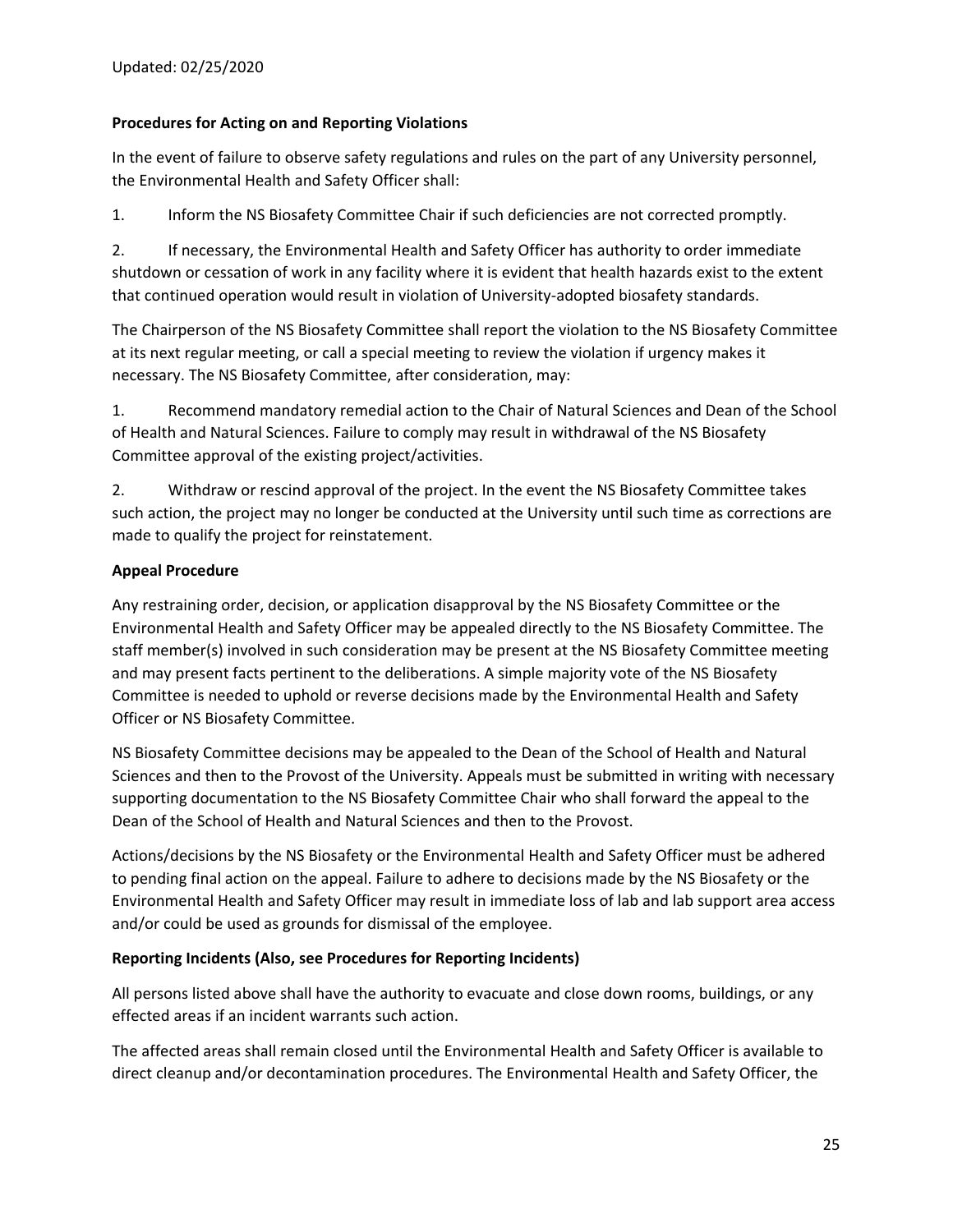**Procedures for Acting on and Reporting Violations**

In the event of failure to observe safety regulations and rules on the part of any University personnel, the Environmental Health and Safety Officer shall:

1. Inform the NS Biosafety Committee Chair if such deficiencies are not corrected promptly.

2. If necessary, the Environmental Health and Safety Officer has authority to order immediate shutdown or cessation of work in any facility where it is evident that health hazards exist to the extent that continued operation would result in violation of University-adopted biosafety standards.

The Chairperson of the NS Biosafety Committee shall report the violation to the NS Biosafety Committee at its next regular meeting, or call a special meeting to review the violation if urgency makes it necessary. The NS Biosafety Committee, after consideration, may:

1. Recommend mandatory remedial action to the Chair of Natural Sciences and Dean of the School of Health and Natural Sciences. Failure to comply may result in withdrawal of the NS Biosafety Committee approval of the existing project/activities.

2. Withdraw or rescind approval of the project. In the event the NS Biosafety Committee takes such action, the project may no longer be conducted at the University until such time as corrections are made to qualify the project for reinstatement.

**Appeal Procedure**

Any restraining order, decision, or application disapproval by the NS Biosafety Committee or the Environmental Health and Safety Officer may be appealed directly to the NS Biosafety Committee. The staff member(s) involved in such consideration may be present at the NS Biosafety Committee meeting and may present facts pertinent to the deliberations. A simple majority vote of the NS Biosafety Committee is needed to uphold or reverse decisions made by the Environmental Health and Safety Officer or NS Biosafety Committee.

NS Biosafety Committee decisions may be appealed to the Dean of the School of Health and Natural Sciences and then to the Provost of the University. Appeals must be submitted in writing with necessary supporting documentation to the NS Biosafety Committee Chair who shall forward the appeal to the Dean of the School of Health and Natural Sciences and then to the Provost.

Actions/decisions by the NS Biosafety or the Environmental Health and Safety Officer must be adhered to pending final action on the appeal. Failure to adhere to decisions made by the NS Biosafety or the Environmental Health and Safety Officer may result in immediate loss of lab and lab support area access and/or could be used as grounds for dismissal of the employee.

**Reporting Incidents (Also, see Procedures for Reporting Incidents)**

All persons listed above shall have the authority to evacuate and close down rooms, buildings, or any effected areas if an incident warrants such action.

The affected areas shall remain closed until the Environmental Health and Safety Officer is available to direct cleanup and/or decontamination procedures. The Environmental Health and Safety Officer, the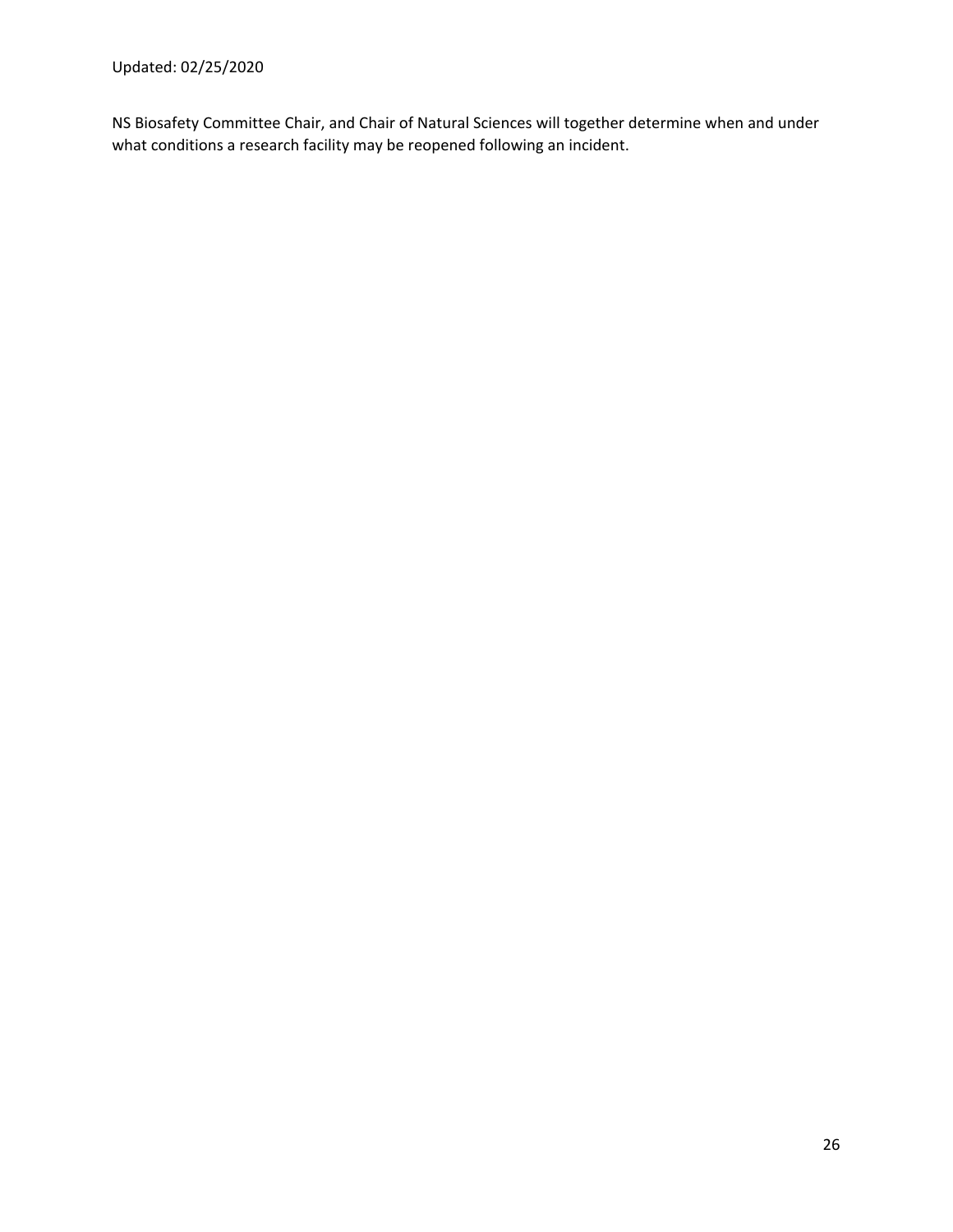NS Biosafety Committee Chair, and Chair of Natural Sciences will together determine when and under what conditions a research facility may be reopened following an incident.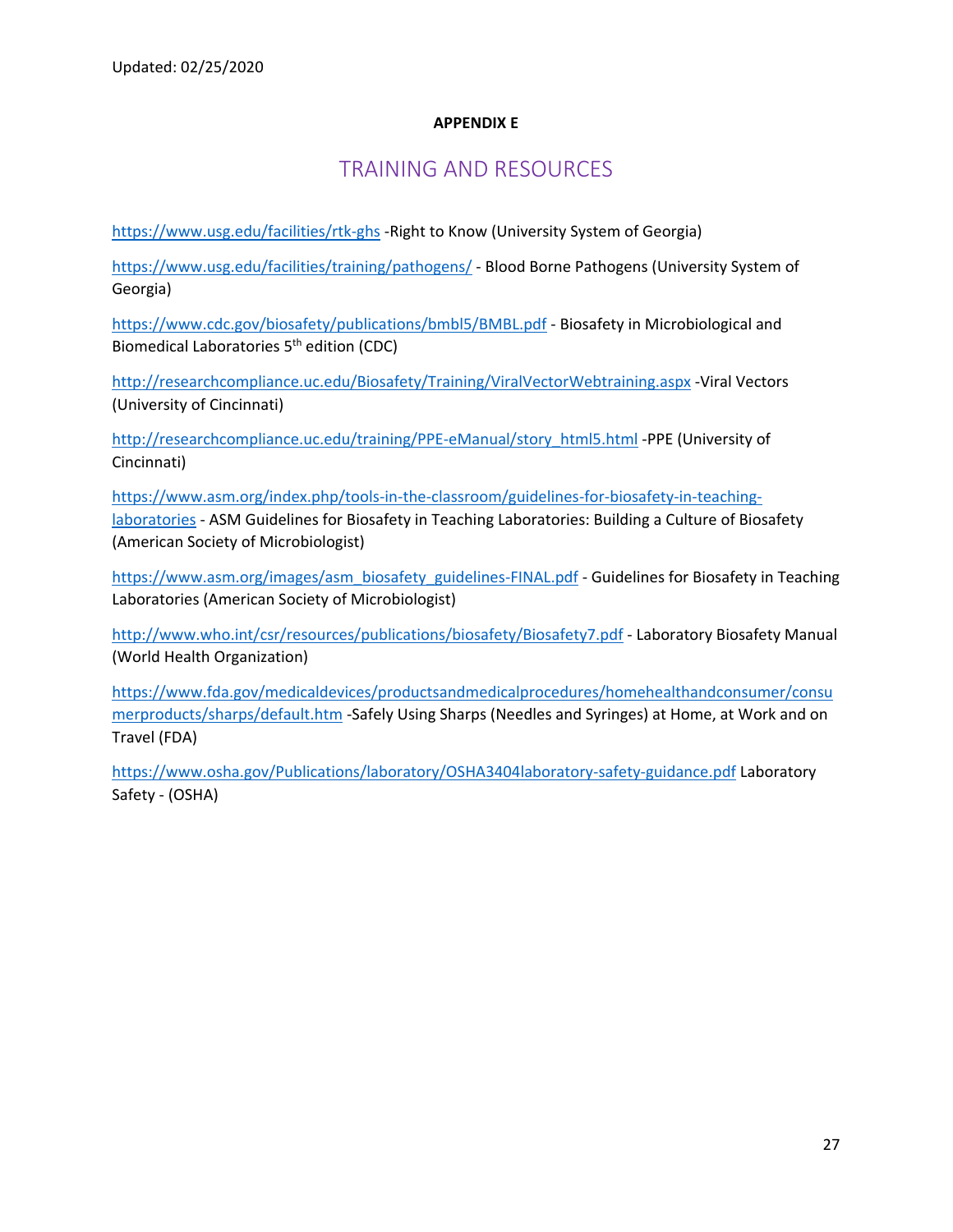Updated: 02/25/2020

**APPENDIX E**

## TRAINING AND RESOURCES

https://www.usg.edu/facilities/rtk-ghs -Right to Know (University System of Georgia)

https://www.usg.edu/facilities/training/pathogens/ - Blood Borne Pathogens (University System of Georgia)

https://www.cdc.gov/biosafety/publications/bmbl5/BMBL.pdf - Biosafety in Microbiological and Biomedical Laboratories 5th edition (CDC)

http://researchcompliance.uc.edu/Biosafety/Training/ViralVectorWebtraining.aspx -Viral Vectors (University of Cincinnati)

http://researchcompliance.uc.edu/training/PPE-eManual/story_html5.html -PPE (University of Cincinnati)

https://www.asm.org/index.php/tools-in-the-classroom/guidelines-for-biosafety-in-teaching-laboratories - ASM Guidelines for Biosafety in Teaching Laboratories: Building a Culture of Biosafety (American Society of Microbiologist)

https://www.asm.org/images/asm_biosafety_guidelines-FINAL.pdf - Guidelines for Biosafety in Teaching Laboratories (American Society of Microbiologist)

http://www.who.int/csr/resources/publications/biosafety/Biosafety7.pdf - Laboratory Biosafety Manual (World Health Organization)

https://www.fda.gov/medicaldevices/productsandmedicalprocedures/homehealthandconsumer/consumerproducts/sharps/default.htm -Safely Using Sharps (Needles and Syringes) at Home, at Work and on Travel (FDA)

https://www.osha.gov/Publications/laboratory/OSHA3404laboratory-safety-guidance.pdf Laboratory Safety - (OSHA)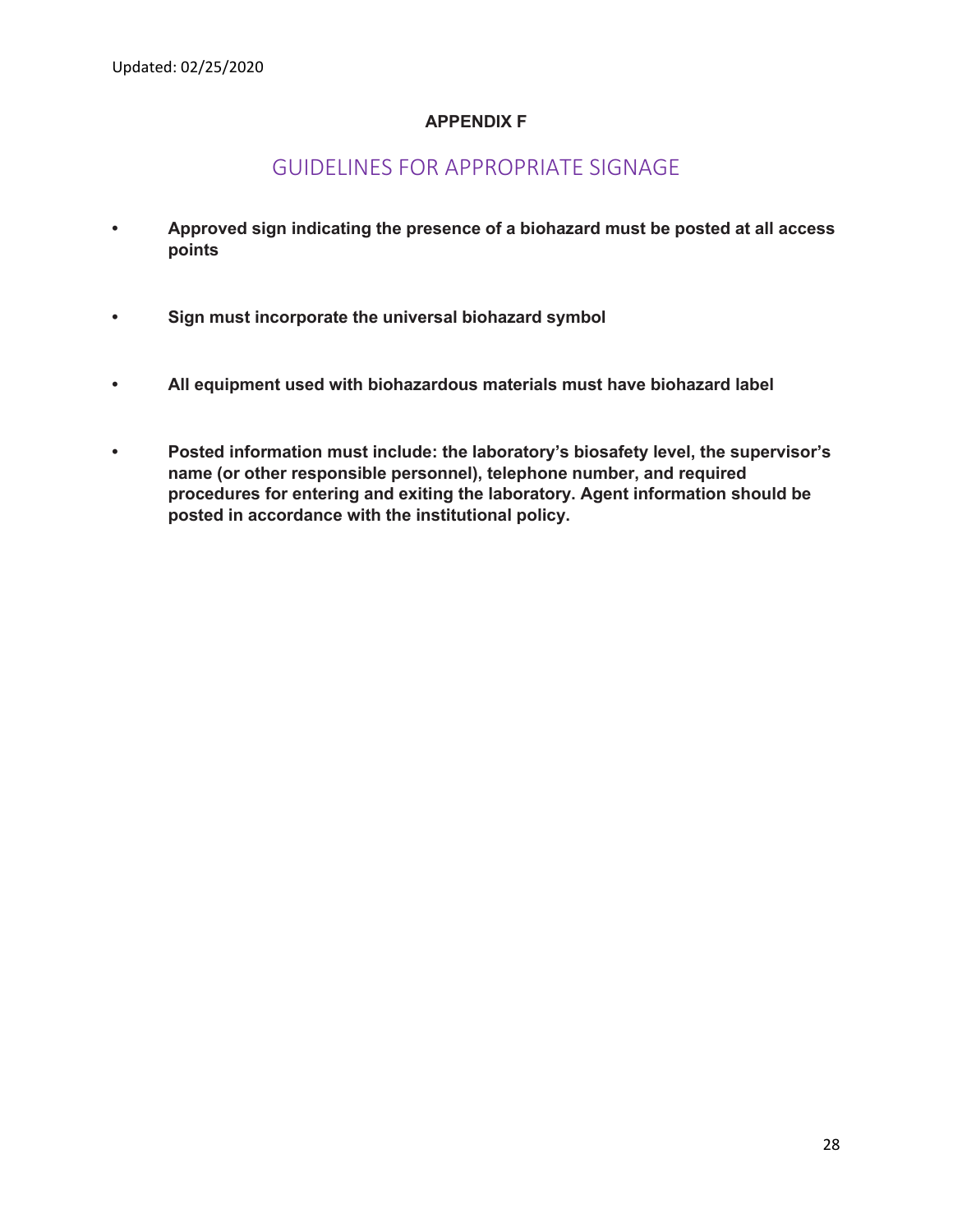Updated: 02/25/2020

## APPENDIX F

# GUIDELINES FOR APPROPRIATE SIGNAGE

- **Approved sign indicating the presence of a biohazard must be posted at all access points**
- **Sign must incorporate the universal biohazard symbol**
- **All equipment used with biohazardous materials must have biohazard label**
- **Posted information must include: the laboratory's biosafety level, the supervisor's name (or other responsible personnel), telephone number, and required procedures for entering and exiting the laboratory. Agent information should be posted in accordance with the institutional policy.**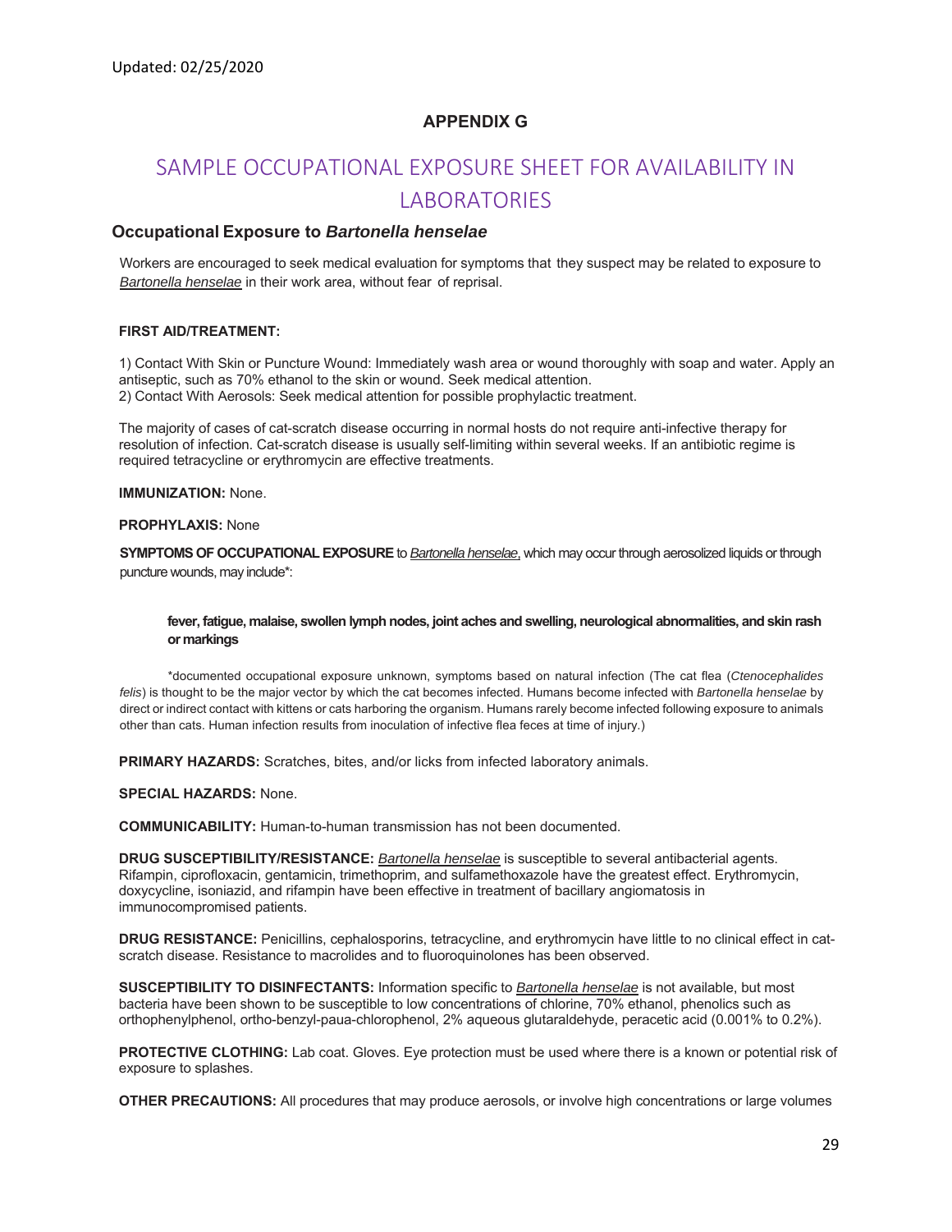# APPENDIX G

## SAMPLE OCCUPATIONAL EXPOSURE SHEET FOR AVAILABILITY IN LABORATORIES

### Occupational Exposure to *Bartonella henselae*

Workers are encouraged to seek medical evaluation for symptoms that they suspect may be related to exposure to *Bartonella henselae* in their work area, without fear of reprisal.

**FIRST AID/TREATMENT:**

1) Contact With Skin or Puncture Wound: Immediately wash area or wound thoroughly with soap and water. Apply an antiseptic, such as 70% ethanol to the skin or wound. Seek medical attention.
2) Contact With Aerosols: Seek medical attention for possible prophylactic treatment.

The majority of cases of cat-scratch disease occurring in normal hosts do not require anti-infective therapy for resolution of infection. Cat-scratch disease is usually self-limiting within several weeks. If an antibiotic regime is required tetracycline or erythromycin are effective treatments.

**IMMUNIZATION:** None.

**PROPHYLAXIS:** None

**SYMPTOMS OF OCCUPATIONAL EXPOSURE** to *Bartonella henselae*, which may occur through aerosolized liquids or through puncture wounds, may include*:

> **fever, fatigue, malaise, swollen lymph nodes, joint aches and swelling, neurological abnormalities, and skin rash or markings**

*documented occupational exposure unknown, symptoms based on natural infection (The cat flea (*Ctenocephalides felis*) is thought to be the major vector by which the cat becomes infected. Humans become infected with *Bartonella henselae* by direct or indirect contact with kittens or cats harboring the organism. Humans rarely become infected following exposure to animals other than cats. Human infection results from inoculation of infective flea feces at time of injury.)

**PRIMARY HAZARDS:** Scratches, bites, and/or licks from infected laboratory animals.

**SPECIAL HAZARDS:** None.

**COMMUNICABILITY:** Human-to-human transmission has not been documented.

**DRUG SUSCEPTIBILITY/RESISTANCE:** *Bartonella henselae* is susceptible to several antibacterial agents. Rifampin, ciprofloxacin, gentamicin, trimethoprim, and sulfamethoxazole have the greatest effect. Erythromycin, doxycycline, isoniazid, and rifampin have been effective in treatment of bacillary angiomatosis in immunocompromised patients.

**DRUG RESISTANCE:** Penicillins, cephalosporins, tetracycline, and erythromycin have little to no clinical effect in cat-scratch disease. Resistance to macrolides and to fluoroquinolones has been observed.

**SUSCEPTIBILITY TO DISINFECTANTS:** Information specific to *Bartonella henselae* is not available, but most bacteria have been shown to be susceptible to low concentrations of chlorine, 70% ethanol, phenolics such as orthophenylphenol, ortho-benzyl-paua-chlorophenol, 2% aqueous glutaraldehyde, peracetic acid (0.001% to 0.2%).

**PROTECTIVE CLOTHING:** Lab coat. Gloves. Eye protection must be used where there is a known or potential risk of exposure to splashes.

**OTHER PRECAUTIONS:** All procedures that may produce aerosols, or involve high concentrations or large volumes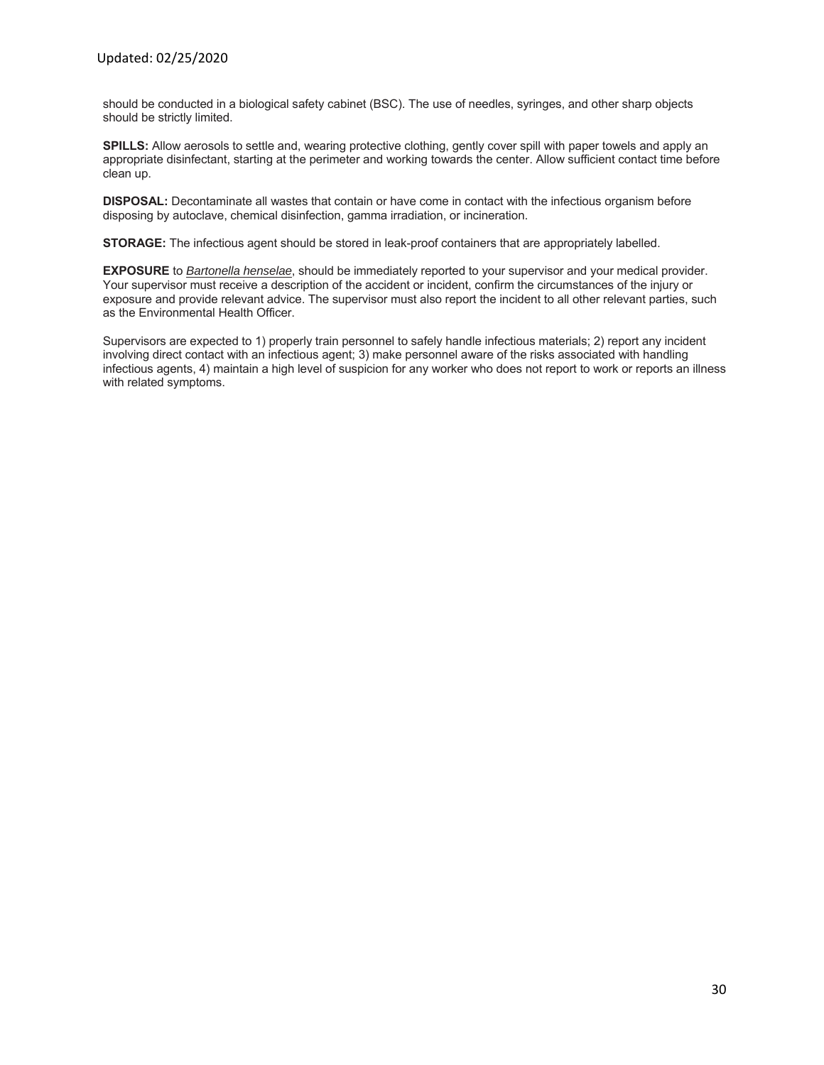should be conducted in a biological safety cabinet (BSC). The use of needles, syringes, and other sharp objects should be strictly limited.

**SPILLS:** Allow aerosols to settle and, wearing protective clothing, gently cover spill with paper towels and apply an appropriate disinfectant, starting at the perimeter and working towards the center. Allow sufficient contact time before clean up.

**DISPOSAL:** Decontaminate all wastes that contain or have come in contact with the infectious organism before disposing by autoclave, chemical disinfection, gamma irradiation, or incineration.

**STORAGE:** The infectious agent should be stored in leak-proof containers that are appropriately labelled.

**EXPOSURE** to *Bartonella henselae*, should be immediately reported to your supervisor and your medical provider. Your supervisor must receive a description of the accident or incident, confirm the circumstances of the injury or exposure and provide relevant advice. The supervisor must also report the incident to all other relevant parties, such as the Environmental Health Officer.

Supervisors are expected to 1) properly train personnel to safely handle infectious materials; 2) report any incident involving direct contact with an infectious agent; 3) make personnel aware of the risks associated with handling infectious agents, 4) maintain a high level of suspicion for any worker who does not report to work or reports an illness with related symptoms.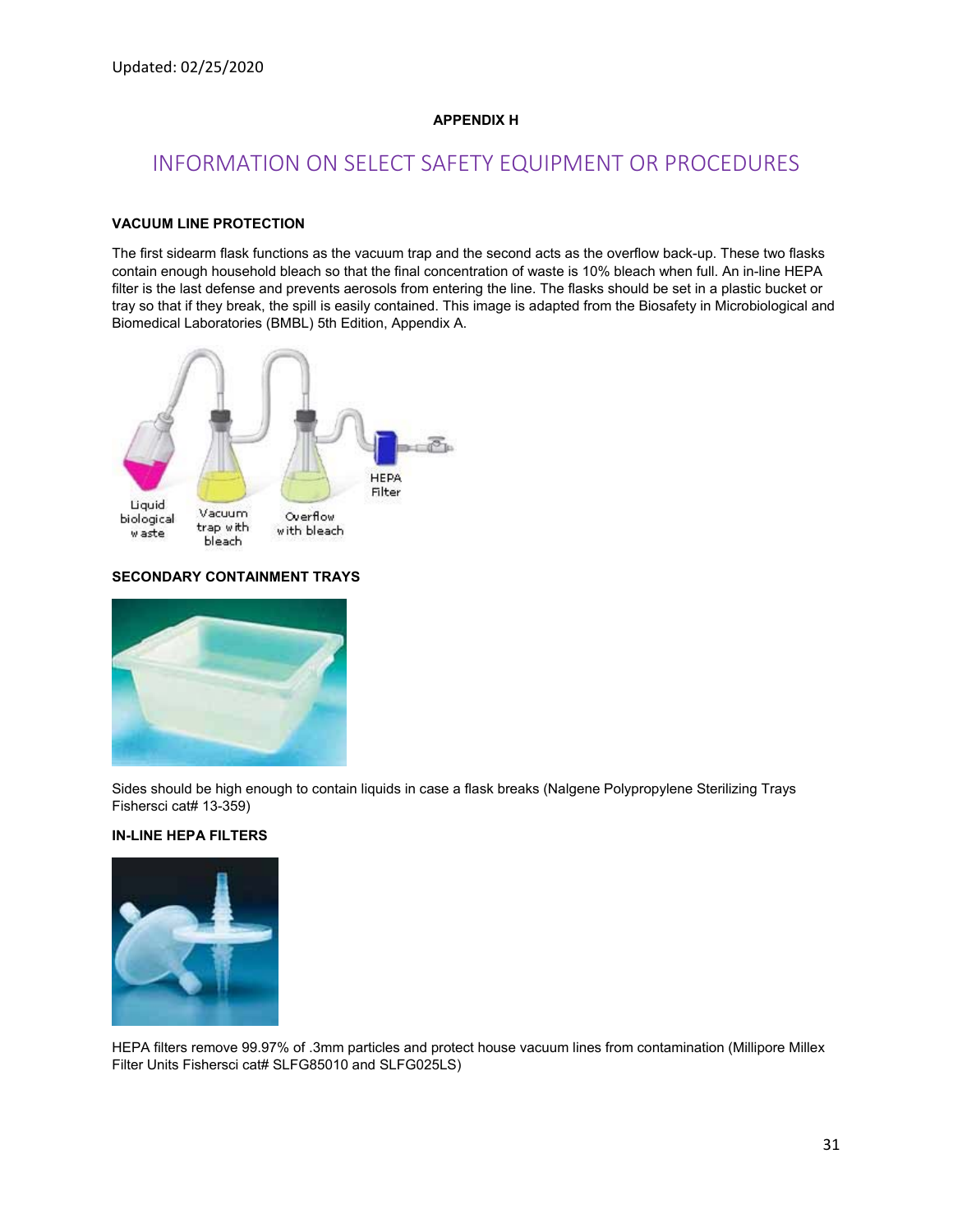Updated: 02/25/2020

**APPENDIX H**

# INFORMATION ON SELECT SAFETY EQUIPMENT OR PROCEDURES

### VACUUM LINE PROTECTION

The first sidearm flask functions as the vacuum trap and the second acts as the overflow back-up. These two flasks contain enough household bleach so that the final concentration of waste is 10% bleach when full. An in-line HEPA filter is the last defense and prevents aerosols from entering the line. The flasks should be set in a plastic bucket or tray so that if they break, the spill is easily contained. This image is adapted from the Biosafety in Microbiological and Biomedical Laboratories (BMBL) 5th Edition, Appendix A.

### SECONDARY CONTAINMENT TRAYS

Sides should be high enough to contain liquids in case a flask breaks (Nalgene Polypropylene Sterilizing Trays Fishersci cat# 13-359)

### IN-LINE HEPA FILTERS

HEPA filters remove 99.97% of .3mm particles and protect house vacuum lines from contamination (Millipore Millex Filter Units Fishersci cat# SLFG85010 and SLFG025LS)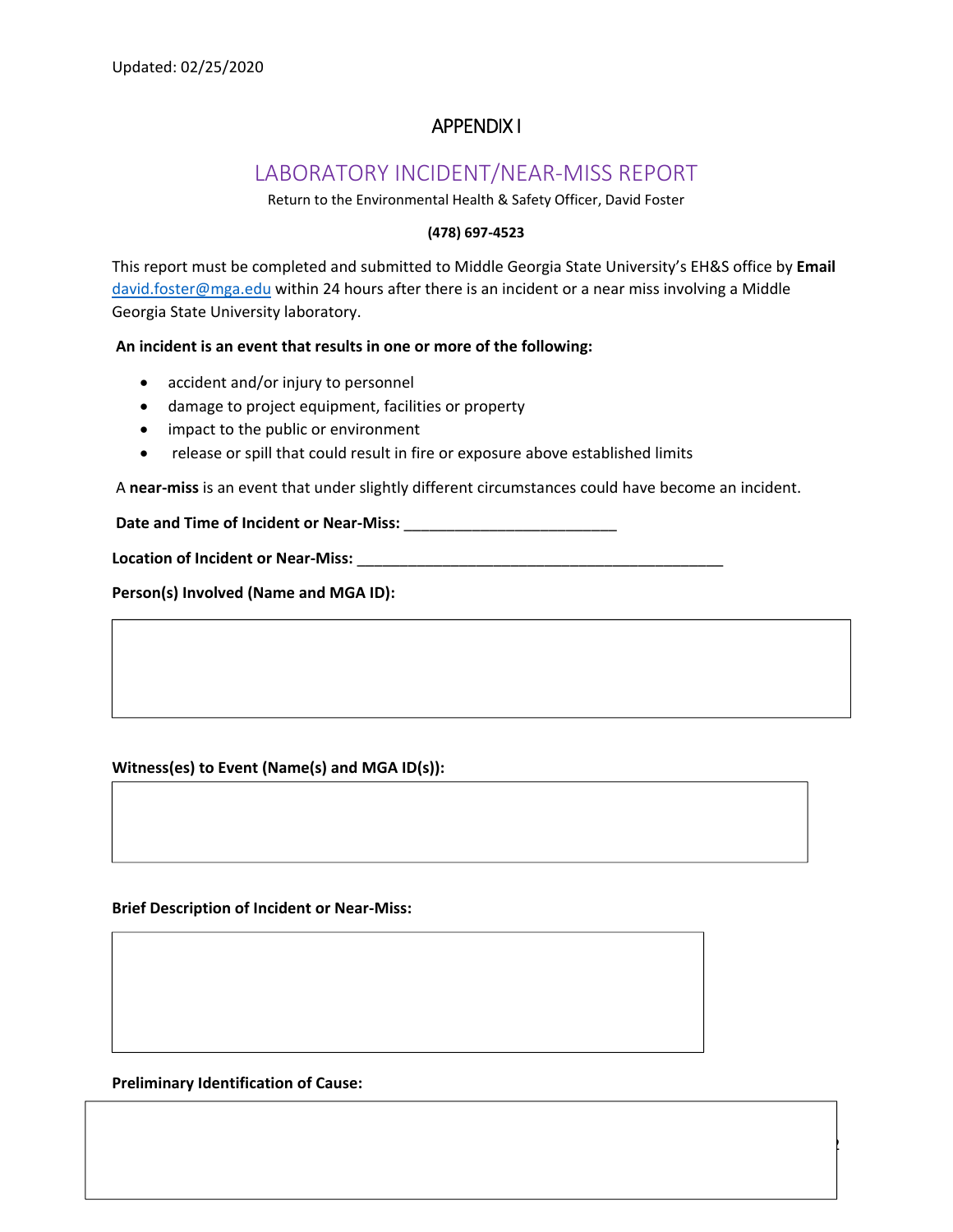Updated: 02/25/2020

# APPENDIX I

## LABORATORY INCIDENT/NEAR-MISS REPORT

Return to the Environmental Health & Safety Officer, David Foster

**(478) 697-4523**

This report must be completed and submitted to Middle Georgia State University's EH&S office by **Email** david.foster@mga.edu within 24 hours after there is an incident or a near miss involving a Middle Georgia State University laboratory.

**An incident is an event that results in one or more of the following:**

- accident and/or injury to personnel
- damage to project equipment, facilities or property
- impact to the public or environment
- release or spill that could result in fire or exposure above established limits

A **near-miss** is an event that under slightly different circumstances could have become an incident.

**Date and Time of Incident or Near-Miss:** _________________________

**Location of Incident or Near-Miss:** ____________________________________________

**Person(s) Involved (Name and MGA ID):**

**Witness(es) to Event (Name(s) and MGA ID(s)):**

**Brief Description of Incident or Near-Miss:**

**Preliminary Identification of Cause:**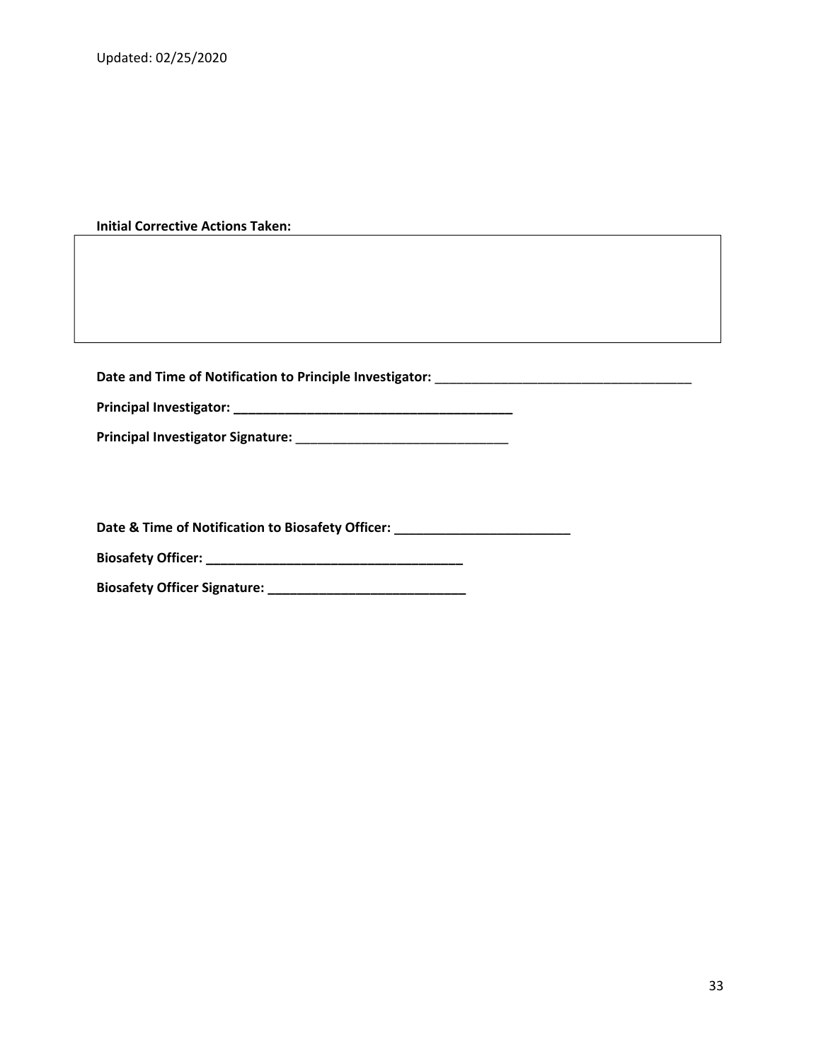**Initial Corrective Actions Taken:**

| |
|---|
| |

**Date and Time of Notification to Principle Investigator:** ___________________________________

**Principal Investigator: ______________________________________**

**Principal Investigator Signature:** _____________________________

**Date & Time of Notification to Biosafety Officer: ________________________**

**Biosafety Officer: ___________________________________**

**Biosafety Officer Signature: ___________________________**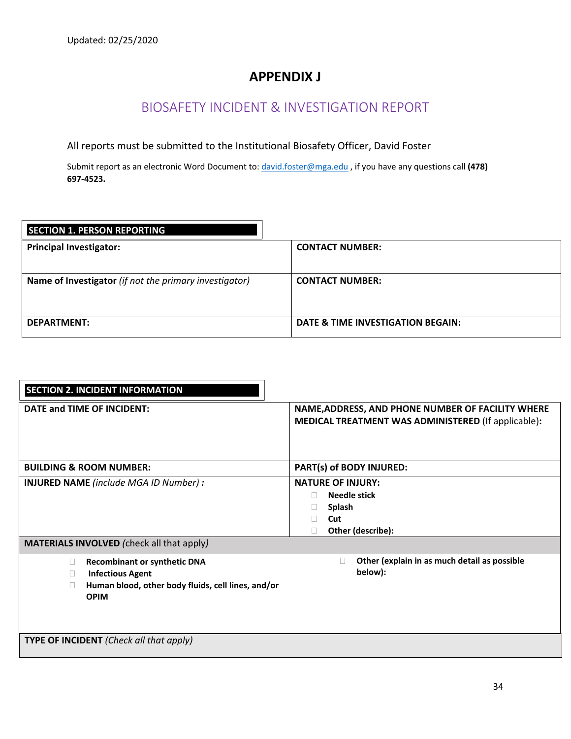Updated: 02/25/2020

# APPENDIX J

## BIOSAFETY INCIDENT & INVESTIGATION REPORT

All reports must be submitted to the Institutional Biosafety Officer, David Foster

Submit report as an electronic Word Document to: david.foster@mga.edu , if you have any questions call **(478) 697-4523.**

**SECTION 1. PERSON REPORTING**

| **Principal Investigator:** | **CONTACT NUMBER:** |
|---|---|
| **Name of Investigator** *(if not the primary investigator)* | **CONTACT NUMBER:** |
| **DEPARTMENT:** | **DATE & TIME INVESTIGATION BEGAIN:** |

**SECTION 2. INCIDENT INFORMATION**

| **DATE and TIME OF INCIDENT:** | **NAME,ADDRESS, AND PHONE NUMBER OF FACILITY WHERE MEDICAL TREATMENT WAS ADMINISTERED** (If applicable)**:** |
|---|---|
| **BUILDING & ROOM NUMBER:** | **PART(s) of BODY INJURED:** |
| **INJURED NAME** *(include MGA ID Number)* **:** | **NATURE OF INJURY:** ☐ **Needle stick** ☐ **Splash** ☐ **Cut** ☐ **Other (describe):** |
| **MATERIALS INVOLVED** (check all that apply*)* | |
| ☐ **Recombinant or synthetic DNA** ☐ **Infectious Agent** ☐ **Human blood, other body fluids, cell lines, and/or OPIM** | ☐ **Other (explain in as much detail as possible below):** |
| **TYPE OF INCIDENT** *(Check all that apply)* | |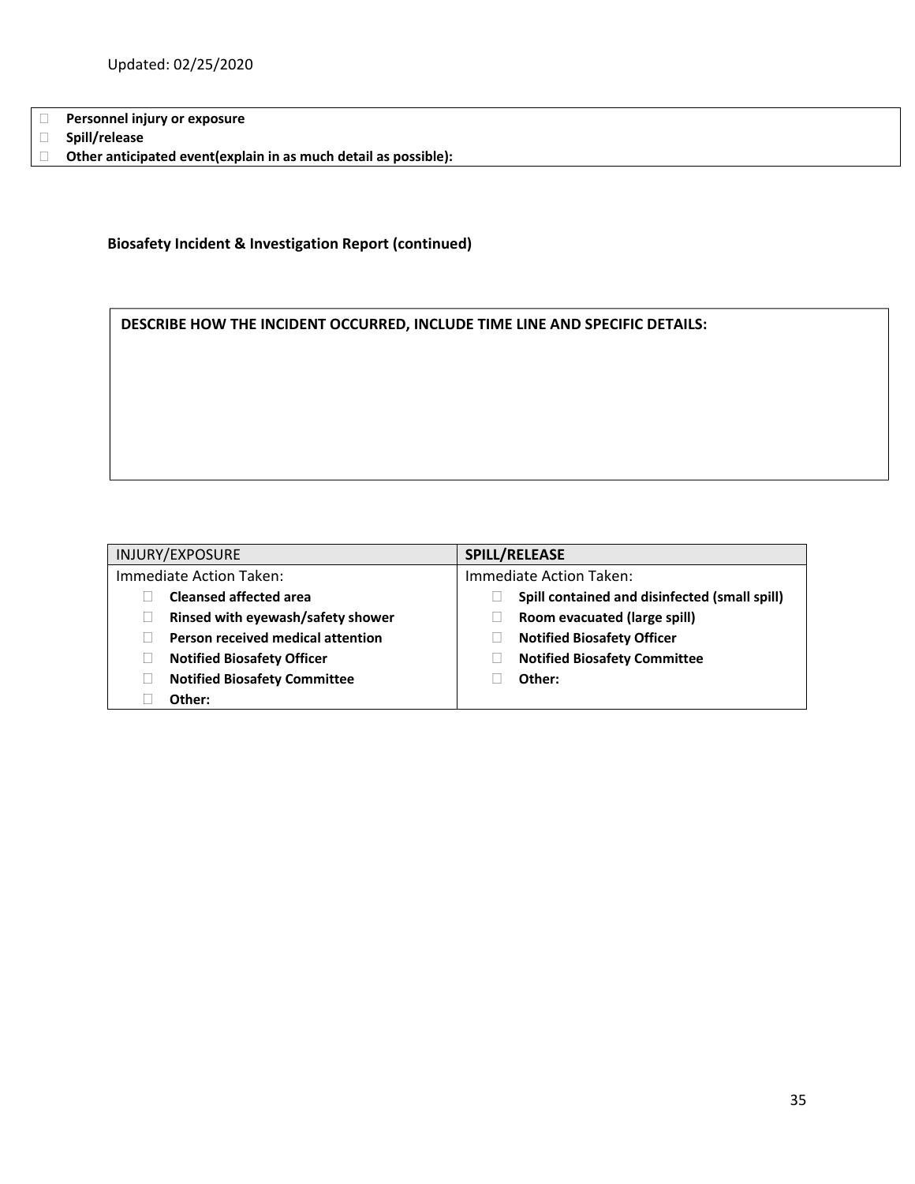Updated: 02/25/2020

- ☐ **Personnel injury or exposure**
- ☐ **Spill/release**
- ☐ **Other anticipated event(explain in as much detail as possible):**

**Biosafety Incident & Investigation Report (continued)**

**DESCRIBE HOW THE INCIDENT OCCURRED, INCLUDE TIME LINE AND SPECIFIC DETAILS:**

| INJURY/EXPOSURE | **SPILL/RELEASE** |
| --- | --- |
| Immediate Action Taken: | Immediate Action Taken: |
| ☐ **Cleansed affected area** | ☐ **Spill contained and disinfected (small spill)** |
| ☐ **Rinsed with eyewash/safety shower** | ☐ **Room evacuated (large spill)** |
| ☐ **Person received medical attention** | ☐ **Notified Biosafety Officer** |
| ☐ **Notified Biosafety Officer** | ☐ **Notified Biosafety Committee** |
| ☐ **Notified Biosafety Committee** | ☐ **Other:** |
| ☐ **Other:** | |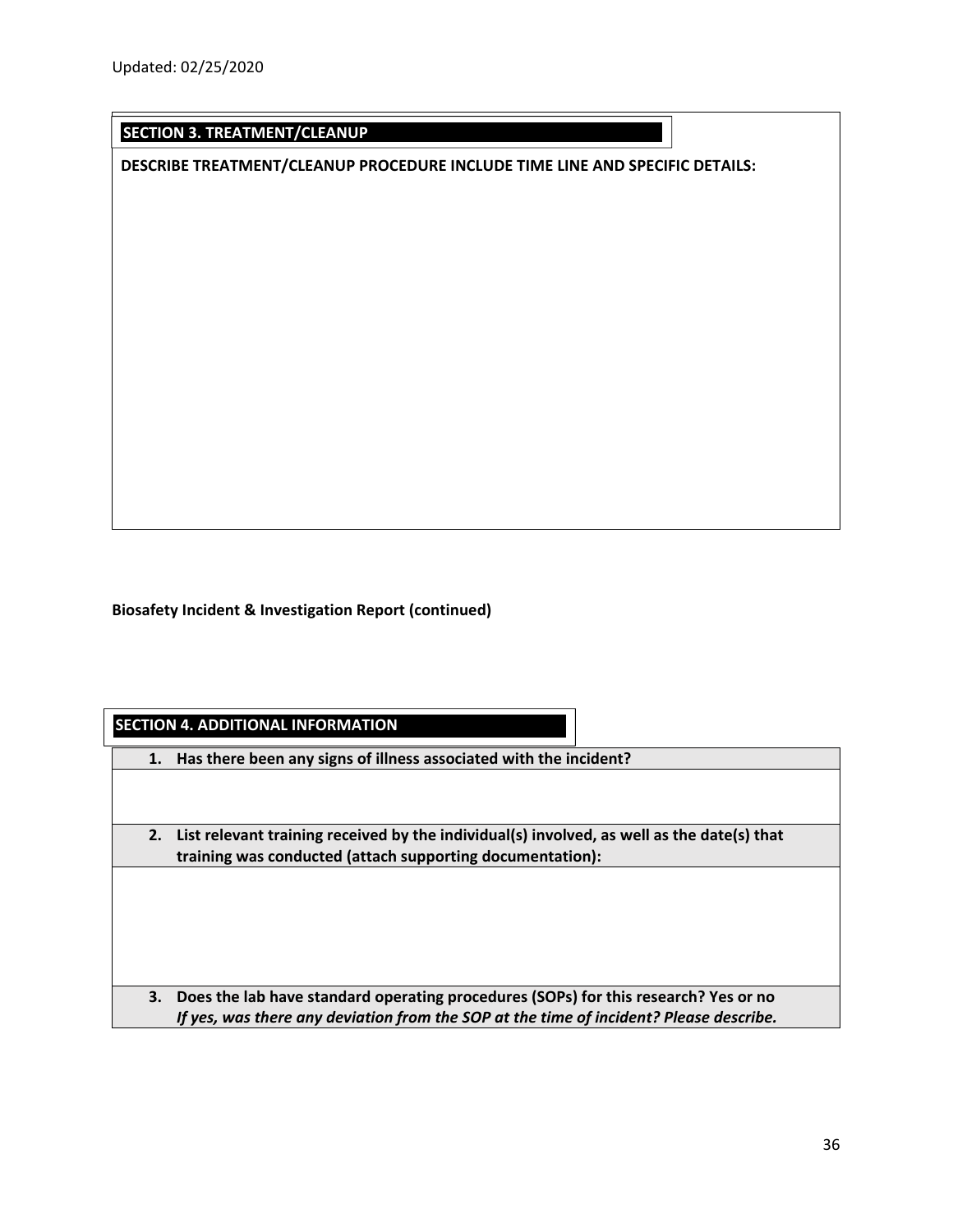Updated: 02/25/2020

## SECTION 3. TREATMENT/CLEANUP

**DESCRIBE TREATMENT/CLEANUP PROCEDURE INCLUDE TIME LINE AND SPECIFIC DETAILS:**

**Biosafety Incident & Investigation Report (continued)**

## SECTION 4. ADDITIONAL INFORMATION

1. **Has there been any signs of illness associated with the incident?**

2. **List relevant training received by the individual(s) involved, as well as the date(s) that training was conducted (attach supporting documentation):**

3. **Does the lab have standard operating procedures (SOPs) for this research? Yes or no**
   ***If yes, was there any deviation from the SOP at the time of incident? Please describe.***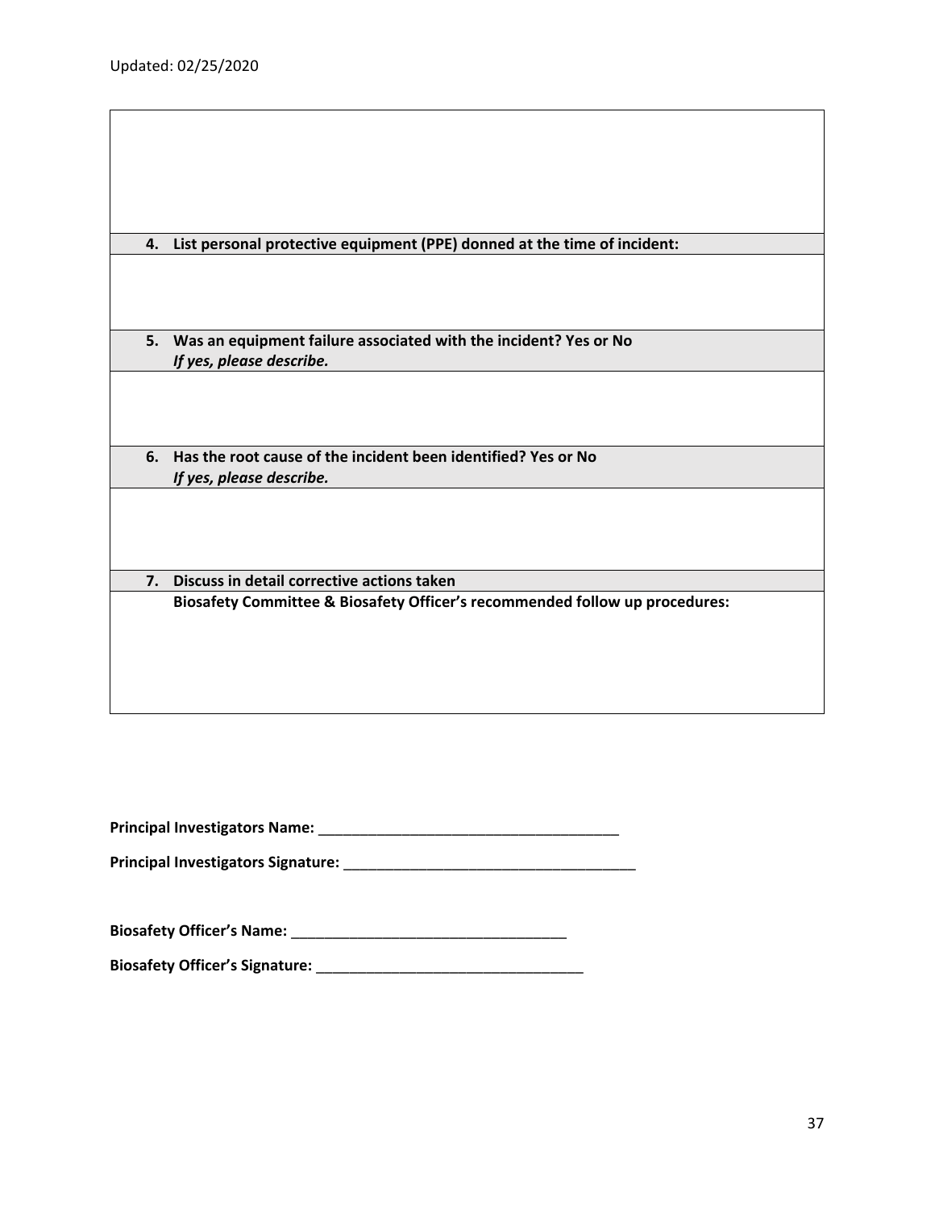Updated: 02/25/2020

4. **List personal protective equipment (PPE) donned at the time of incident:**

5. **Was an equipment failure associated with the incident? Yes or No**
   ***If yes, please describe.***

6. **Has the root cause of the incident been identified? Yes or No**
   ***If yes, please describe.***

7. **Discuss in detail corrective actions taken**
   **Biosafety Committee & Biosafety Officer's recommended follow up procedures:**

**Principal Investigators Name:** ______________________________________

**Principal Investigators Signature:** _____________________________________

**Biosafety Officer's Name:** ___________________________________

**Biosafety Officer's Signature:** __________________________________